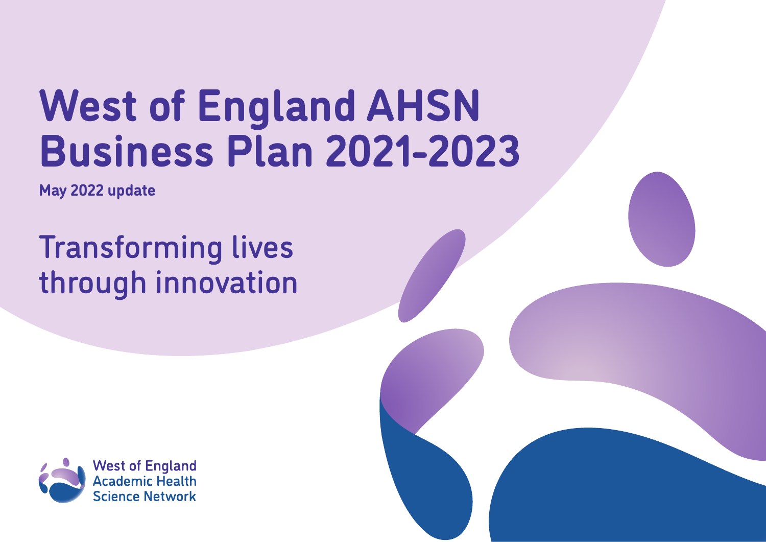# West of England AHSN Business Plan 2021-2023

**May 2022 update**

## Transforming lives through innovation

West of England Academic Health Science Network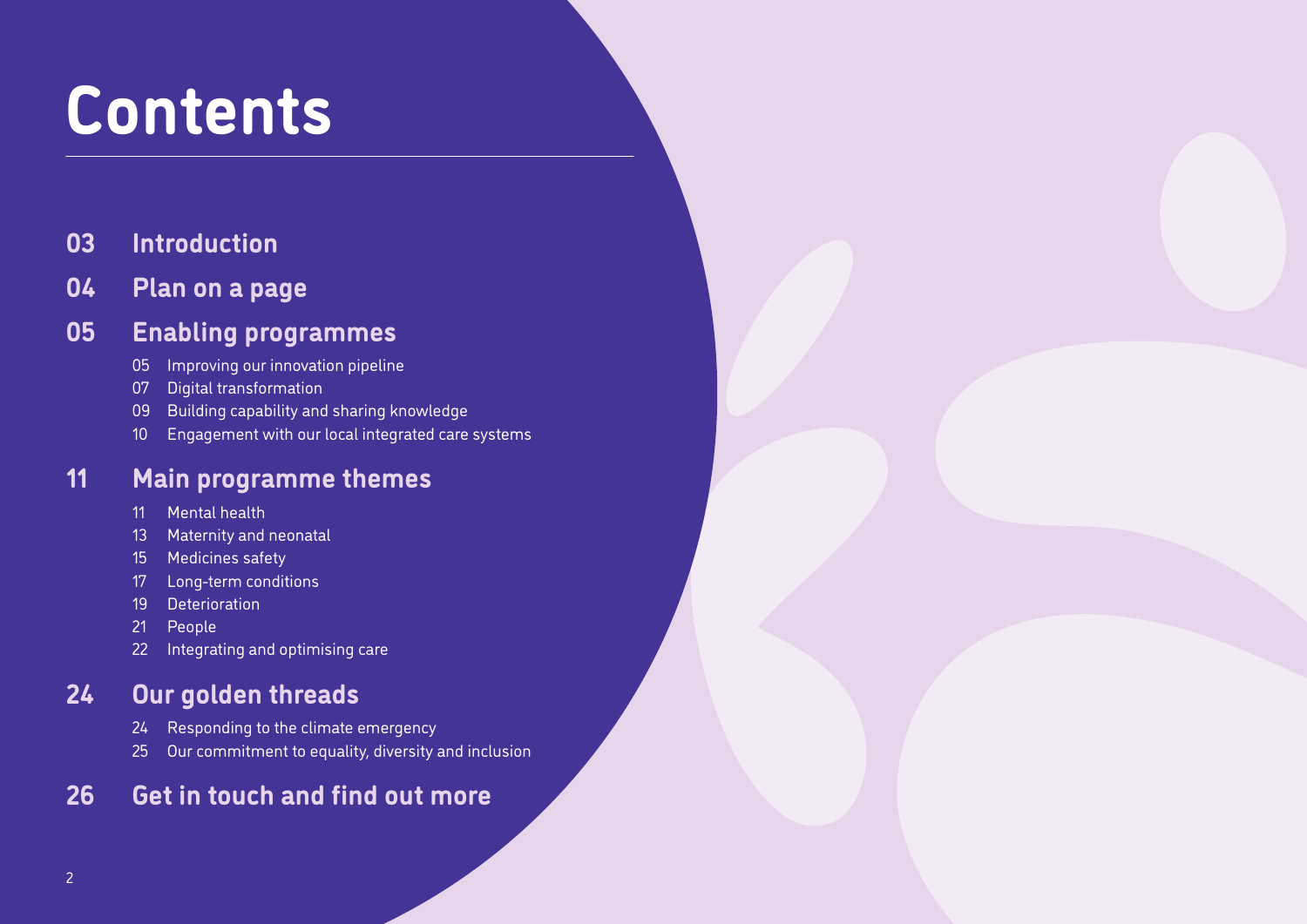# Contents

## 03 Introduction

## 04 Plan on a page

## 05 Enabling programmes

- 05 Improving our innovation pipeline
- 07 Digital transformation
- 09 Building capability and sharing knowledge
- 10 Engagement with our local integrated care systems

## 11 Main programme themes

- 11 Mental health
- 13 Maternity and neonatal
- 15 Medicines safety
- 17 Long-term conditions
- 19 Deterioration
- 21 People
- 22 Integrating and optimising care

## 24 Our golden threads

- 24 Responding to the climate emergency
- 25 Our commitment to equality, diversity and inclusion

## 26 Get in touch and find out more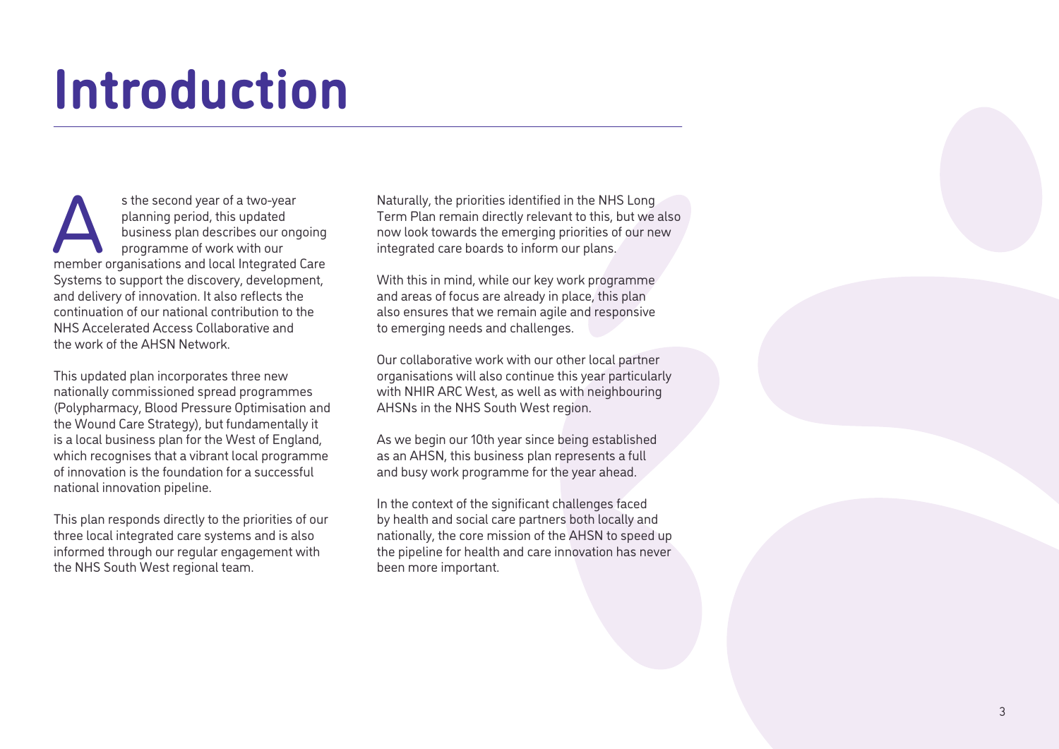# Introduction

As the second year of a two-year planning period, this updated business plan describes our ongoing programme of work with our member organisations and local Integrated Care Systems to support the discovery, development, and delivery of innovation. It also reflects the continuation of our national contribution to the NHS Accelerated Access Collaborative and the work of the AHSN Network.

This updated plan incorporates three new nationally commissioned spread programmes (Polypharmacy, Blood Pressure Optimisation and the Wound Care Strategy), but fundamentally it is a local business plan for the West of England, which recognises that a vibrant local programme of innovation is the foundation for a successful national innovation pipeline.

This plan responds directly to the priorities of our three local integrated care systems and is also informed through our regular engagement with the NHS South West regional team.

Naturally, the priorities identified in the NHS Long Term Plan remain directly relevant to this, but we also now look towards the emerging priorities of our new integrated care boards to inform our plans.

With this in mind, while our key work programme and areas of focus are already in place, this plan also ensures that we remain agile and responsive to emerging needs and challenges.

Our collaborative work with our other local partner organisations will also continue this year particularly with NHIR ARC West, as well as with neighbouring AHSNs in the NHS South West region.

As we begin our 10th year since being established as an AHSN, this business plan represents a full and busy work programme for the year ahead.

In the context of the significant challenges faced by health and social care partners both locally and nationally, the core mission of the AHSN to speed up the pipeline for health and care innovation has never been more important.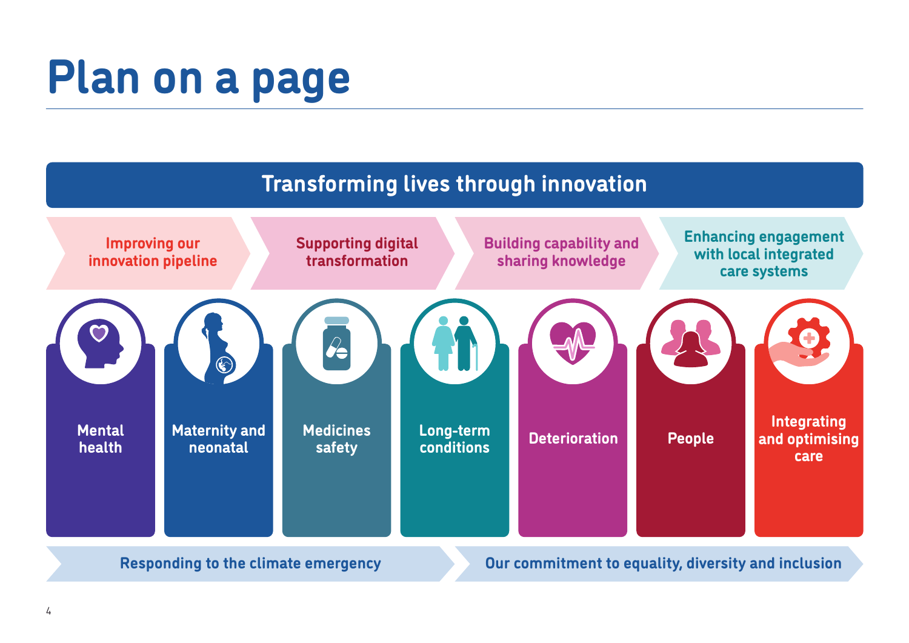# Plan on a page

## Transforming lives through innovation

- Improving our innovation pipeline
- Supporting digital transformation
- Building capability and sharing knowledge
- Enhancing engagement with local integrated care systems

- Mental health
- Maternity and neonatal
- Medicines safety
- Long-term conditions
- Deterioration
- People
- Integrating and optimising care

- Responding to the climate emergency
- Our commitment to equality, diversity and inclusion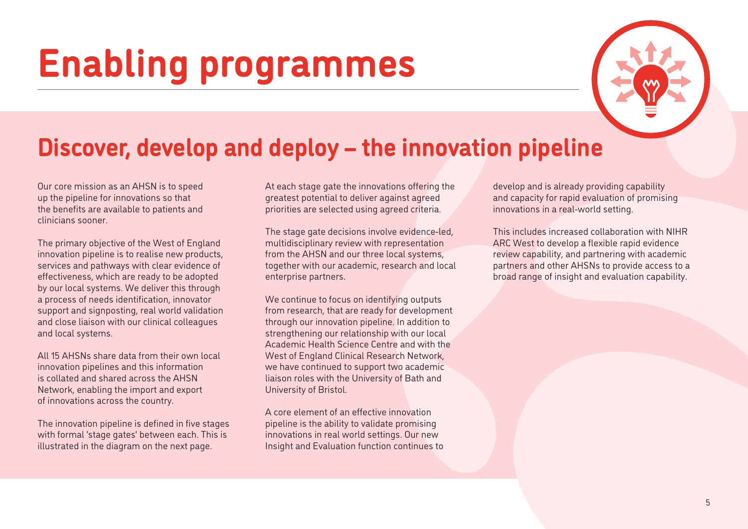# Enabling programmes

## Discover, develop and deploy – the innovation pipeline

Our core mission as an AHSN is to speed up the pipeline for innovations so that the benefits are available to patients and clinicians sooner.

The primary objective of the West of England innovation pipeline is to realise new products, services and pathways with clear evidence of effectiveness, which are ready to be adopted by our local systems. We deliver this through a process of needs identification, innovator support and signposting, real world validation and close liaison with our clinical colleagues and local systems.

All 15 AHSNs share data from their own local innovation pipelines and this information is collated and shared across the AHSN Network, enabling the import and export of innovations across the country.

The innovation pipeline is defined in five stages with formal 'stage gates' between each. This is illustrated in the diagram on the next page.

At each stage gate the innovations offering the greatest potential to deliver against agreed priorities are selected using agreed criteria.

The stage gate decisions involve evidence-led, multidisciplinary review with representation from the AHSN and our three local systems, together with our academic, research and local enterprise partners.

We continue to focus on identifying outputs from research, that are ready for development through our innovation pipeline. In addition to strengthening our relationship with our local Academic Health Science Centre and with the West of England Clinical Research Network, we have continued to support two academic liaison roles with the University of Bath and University of Bristol.

A core element of an effective innovation pipeline is the ability to validate promising innovations in real world settings. Our new Insight and Evaluation function continues to develop and is already providing capability and capacity for rapid evaluation of promising innovations in a real-world setting.

This includes increased collaboration with NIHR ARC West to develop a flexible rapid evidence review capability, and partnering with academic partners and other AHSNs to provide access to a broad range of insight and evaluation capability.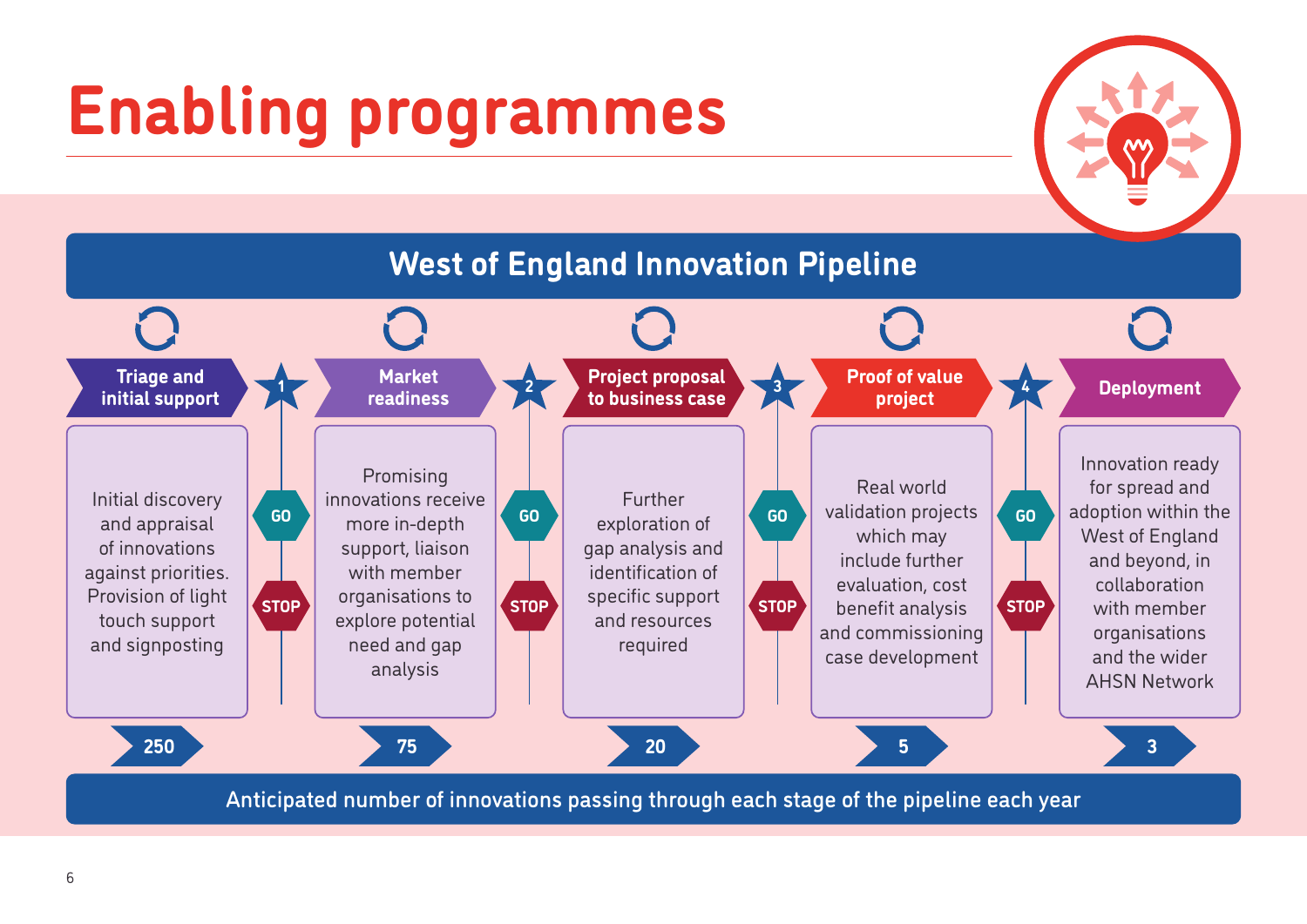# Enabling programmes

## West of England Innovation Pipeline

| Stage | Description | Anticipated number |
|---|---|---|
| Triage and initial support | Initial discovery and appraisal of innovations against priorities. Provision of light touch support and signposting | 250 |
| 1 — GO / STOP | | |
| Market readiness | Promising innovations receive more in-depth support, liaison with member organisations to explore potential need and gap analysis | 75 |
| 2 — GO / STOP | | |
| Project proposal to business case | Further exploration of gap analysis and identification of specific support and resources required | 20 |
| 3 — GO / STOP | | |
| Proof of value project | Real world validation projects which may include further evaluation, cost benefit analysis and commissioning case development | 5 |
| 4 — GO / STOP | | |
| Deployment | Innovation ready for spread and adoption within the West of England and beyond, in collaboration with member organisations and the wider AHSN Network | 3 |

Anticipated number of innovations passing through each stage of the pipeline each year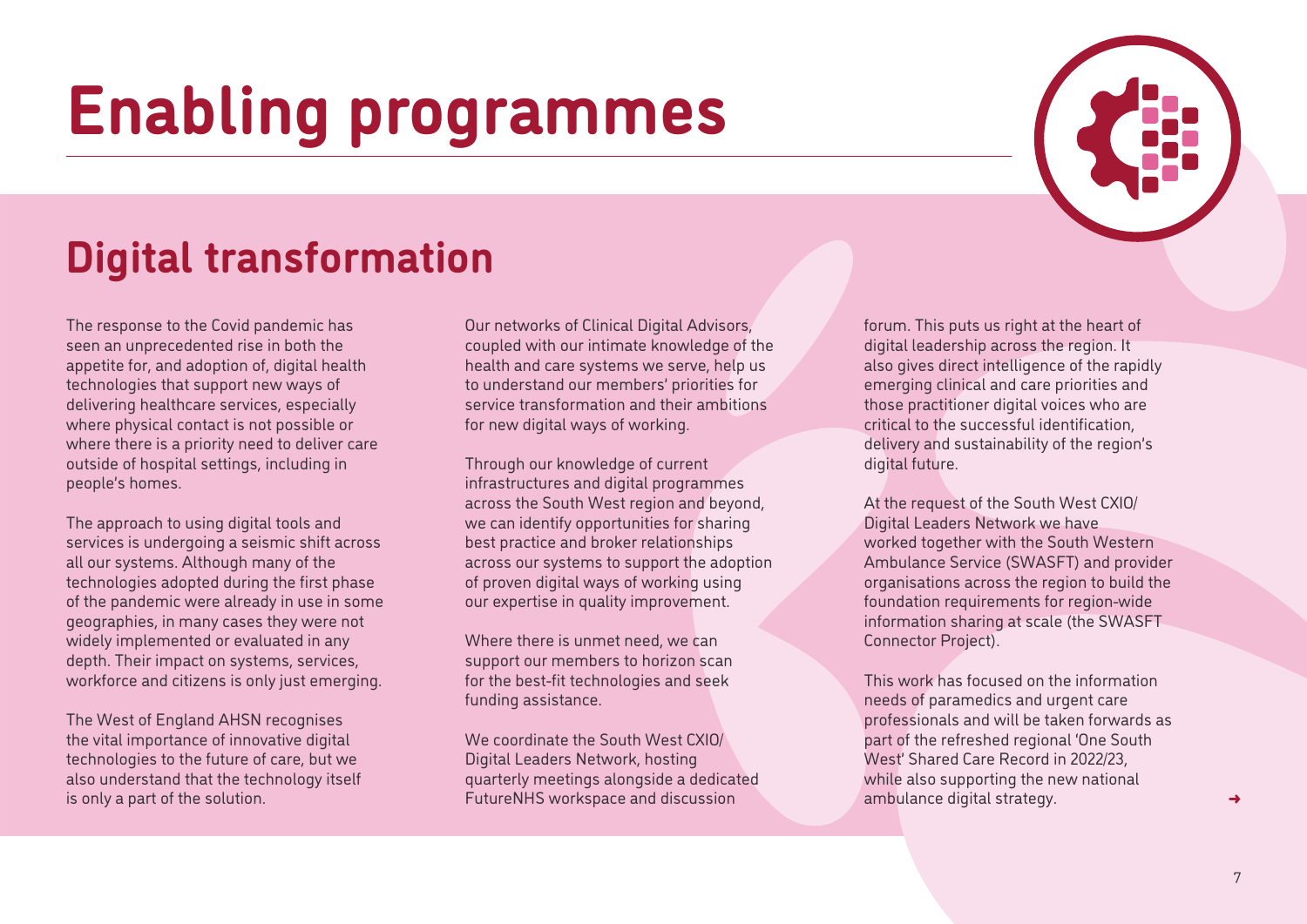# Enabling programmes

## Digital transformation

The response to the Covid pandemic has seen an unprecedented rise in both the appetite for, and adoption of, digital health technologies that support new ways of delivering healthcare services, especially where physical contact is not possible or where there is a priority need to deliver care outside of hospital settings, including in people's homes.

The approach to using digital tools and services is undergoing a seismic shift across all our systems. Although many of the technologies adopted during the first phase of the pandemic were already in use in some geographies, in many cases they were not widely implemented or evaluated in any depth. Their impact on systems, services, workforce and citizens is only just emerging.

The West of England AHSN recognises the vital importance of innovative digital technologies to the future of care, but we also understand that the technology itself is only a part of the solution.

Our networks of Clinical Digital Advisors, coupled with our intimate knowledge of the health and care systems we serve, help us to understand our members' priorities for service transformation and their ambitions for new digital ways of working.

Through our knowledge of current infrastructures and digital programmes across the South West region and beyond, we can identify opportunities for sharing best practice and broker relationships across our systems to support the adoption of proven digital ways of working using our expertise in quality improvement.

Where there is unmet need, we can support our members to horizon scan for the best-fit technologies and seek funding assistance.

We coordinate the South West CXIO/ Digital Leaders Network, hosting quarterly meetings alongside a dedicated FutureNHS workspace and discussion forum. This puts us right at the heart of digital leadership across the region. It also gives direct intelligence of the rapidly emerging clinical and care priorities and those practitioner digital voices who are critical to the successful identification, delivery and sustainability of the region's digital future.

At the request of the South West CXIO/ Digital Leaders Network we have worked together with the South Western Ambulance Service (SWASFT) and provider organisations across the region to build the foundation requirements for region-wide information sharing at scale (the SWASFT Connector Project).

This work has focused on the information needs of paramedics and urgent care professionals and will be taken forwards as part of the refreshed regional 'One South West' Shared Care Record in 2022/23, while also supporting the new national ambulance digital strategy.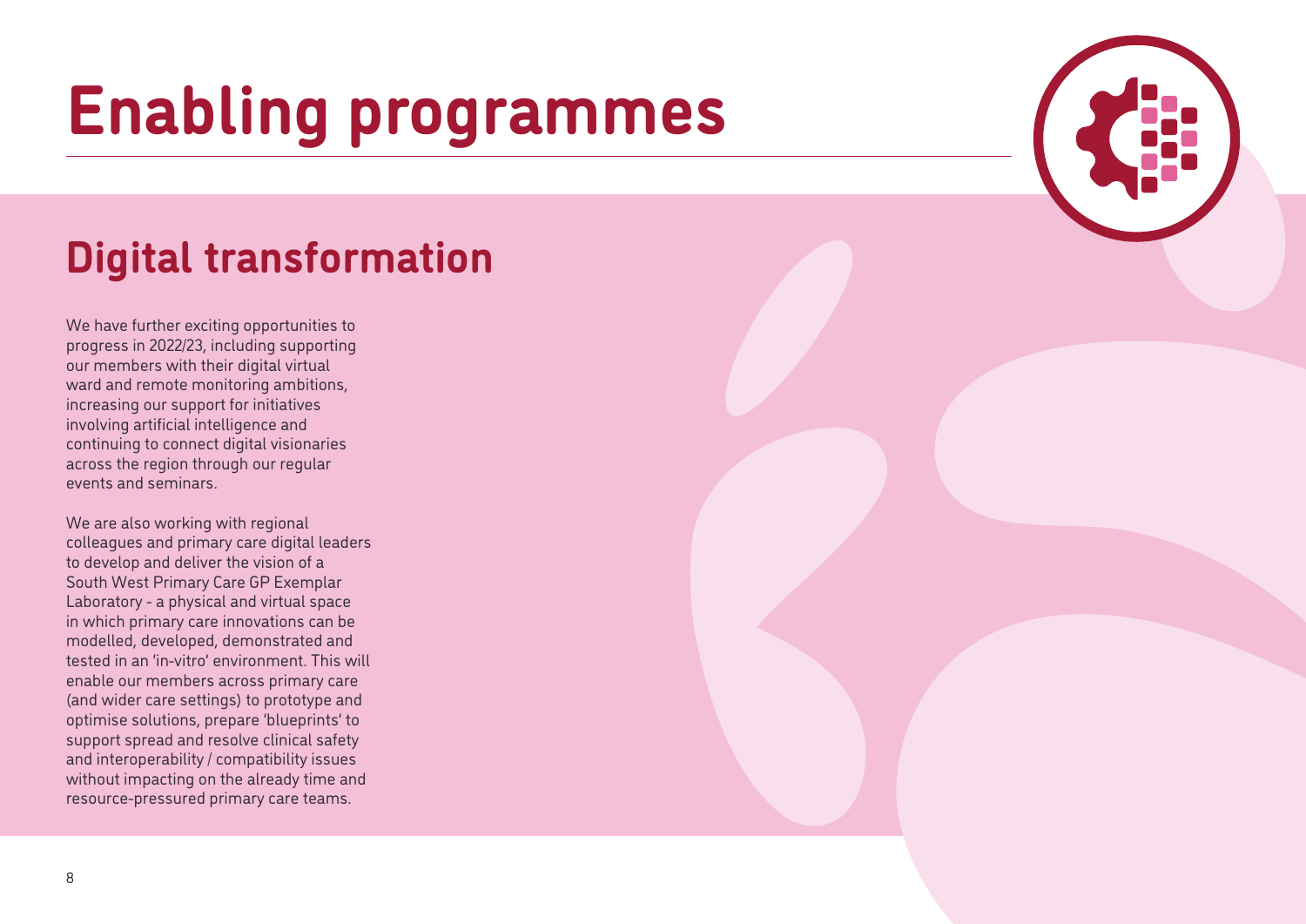# Enabling programmes

## Digital transformation

We have further exciting opportunities to progress in 2022/23, including supporting our members with their digital virtual ward and remote monitoring ambitions, increasing our support for initiatives involving artificial intelligence and continuing to connect digital visionaries across the region through our regular events and seminars.

We are also working with regional colleagues and primary care digital leaders to develop and deliver the vision of a South West Primary Care GP Exemplar Laboratory - a physical and virtual space in which primary care innovations can be modelled, developed, demonstrated and tested in an 'in-vitro' environment. This will enable our members across primary care (and wider care settings) to prototype and optimise solutions, prepare 'blueprints' to support spread and resolve clinical safety and interoperability / compatibility issues without impacting on the already time and resource-pressured primary care teams.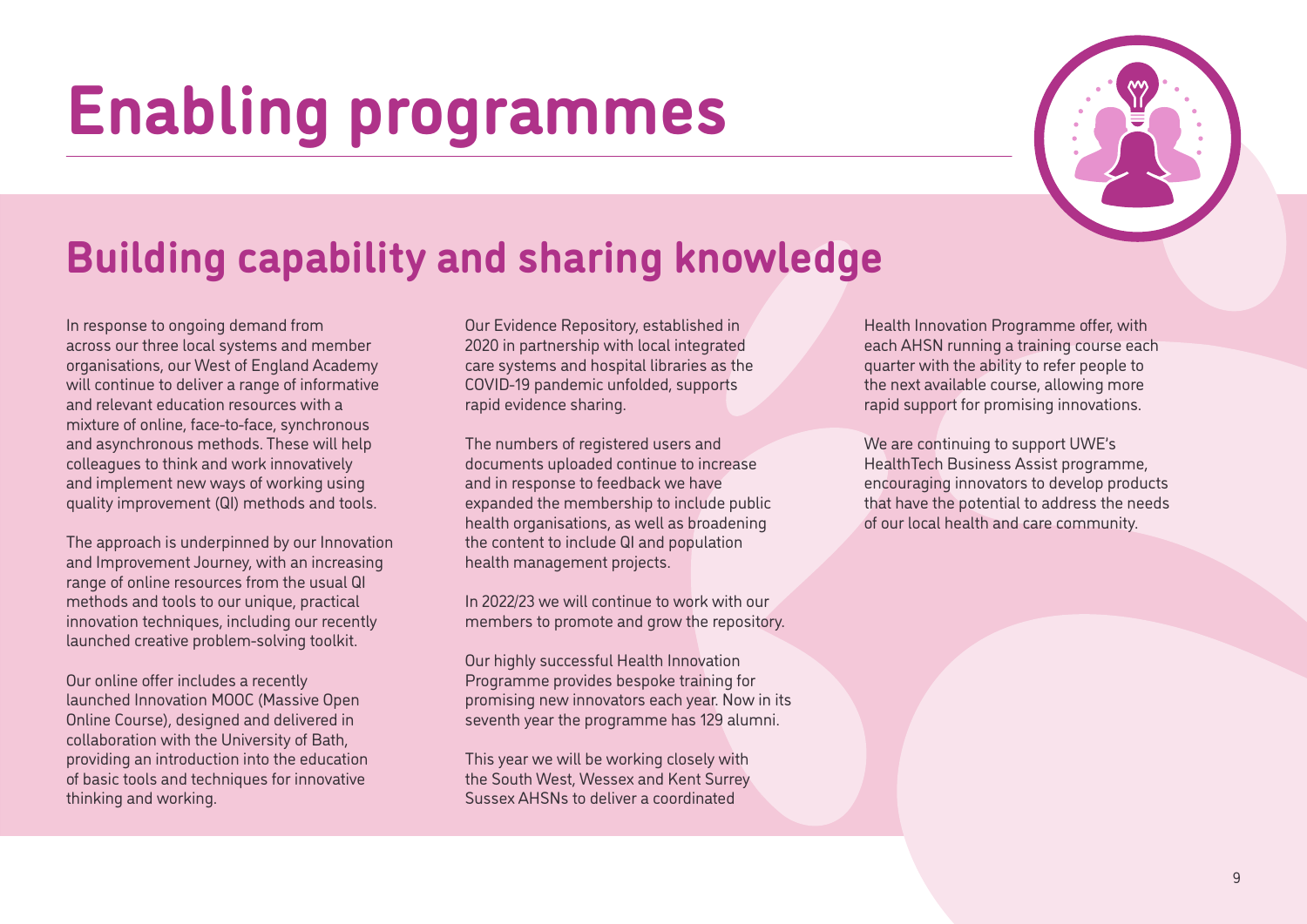# Enabling programmes

## Building capability and sharing knowledge

In response to ongoing demand from across our three local systems and member organisations, our West of England Academy will continue to deliver a range of informative and relevant education resources with a mixture of online, face-to-face, synchronous and asynchronous methods. These will help colleagues to think and work innovatively and implement new ways of working using quality improvement (QI) methods and tools.

The approach is underpinned by our Innovation and Improvement Journey, with an increasing range of online resources from the usual QI methods and tools to our unique, practical innovation techniques, including our recently launched creative problem-solving toolkit.

Our online offer includes a recently launched Innovation MOOC (Massive Open Online Course), designed and delivered in collaboration with the University of Bath, providing an introduction into the education of basic tools and techniques for innovative thinking and working.

Our Evidence Repository, established in 2020 in partnership with local integrated care systems and hospital libraries as the COVID-19 pandemic unfolded, supports rapid evidence sharing.

The numbers of registered users and documents uploaded continue to increase and in response to feedback we have expanded the membership to include public health organisations, as well as broadening the content to include QI and population health management projects.

In 2022/23 we will continue to work with our members to promote and grow the repository.

Our highly successful Health Innovation Programme provides bespoke training for promising new innovators each year. Now in its seventh year the programme has 129 alumni.

This year we will be working closely with the South West, Wessex and Kent Surrey Sussex AHSNs to deliver a coordinated Health Innovation Programme offer, with each AHSN running a training course each quarter with the ability to refer people to the next available course, allowing more rapid support for promising innovations.

We are continuing to support UWE's HealthTech Business Assist programme, encouraging innovators to develop products that have the potential to address the needs of our local health and care community.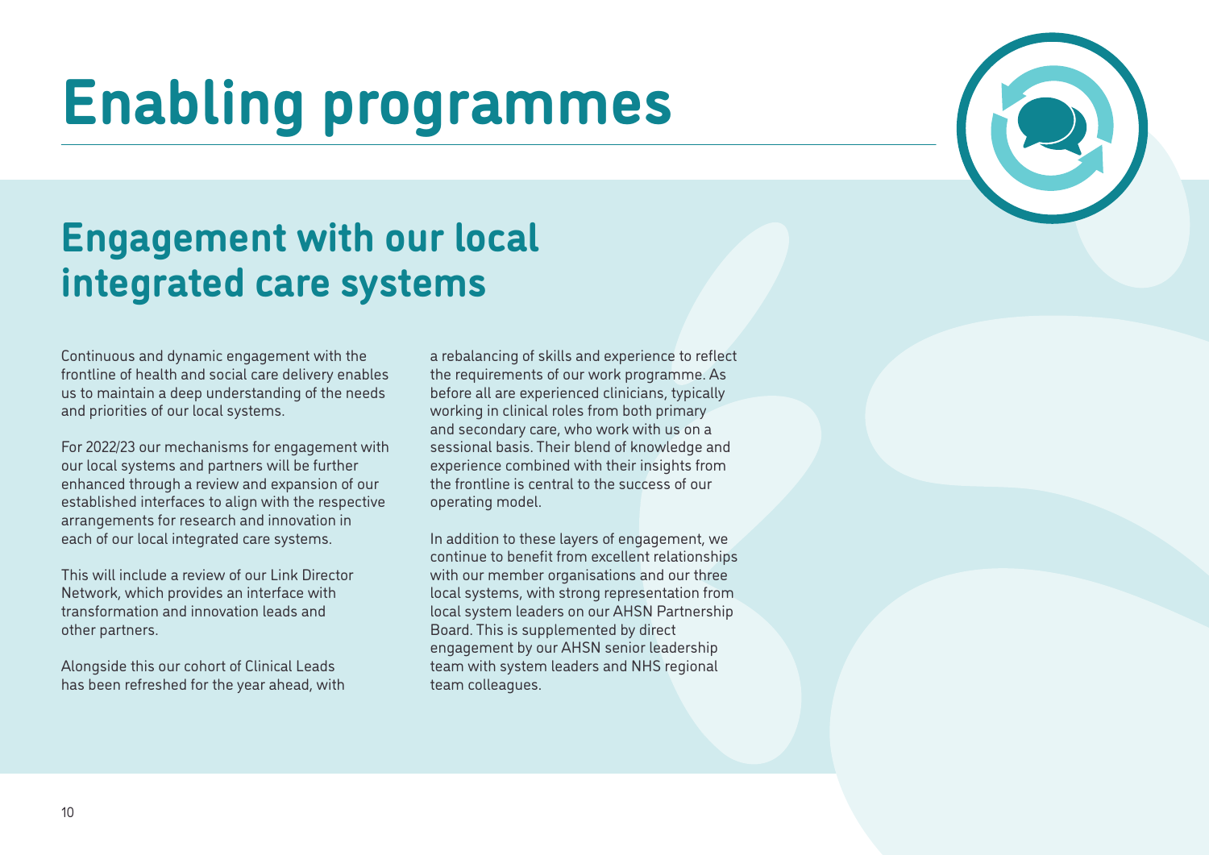# Enabling programmes

## Engagement with our local integrated care systems

Continuous and dynamic engagement with the frontline of health and social care delivery enables us to maintain a deep understanding of the needs and priorities of our local systems.

For 2022/23 our mechanisms for engagement with our local systems and partners will be further enhanced through a review and expansion of our established interfaces to align with the respective arrangements for research and innovation in each of our local integrated care systems.

This will include a review of our Link Director Network, which provides an interface with transformation and innovation leads and other partners.

Alongside this our cohort of Clinical Leads has been refreshed for the year ahead, with a rebalancing of skills and experience to reflect the requirements of our work programme. As before all are experienced clinicians, typically working in clinical roles from both primary and secondary care, who work with us on a sessional basis. Their blend of knowledge and experience combined with their insights from the frontline is central to the success of our operating model.

In addition to these layers of engagement, we continue to benefit from excellent relationships with our member organisations and our three local systems, with strong representation from local system leaders on our AHSN Partnership Board. This is supplemented by direct engagement by our AHSN senior leadership team with system leaders and NHS regional team colleagues.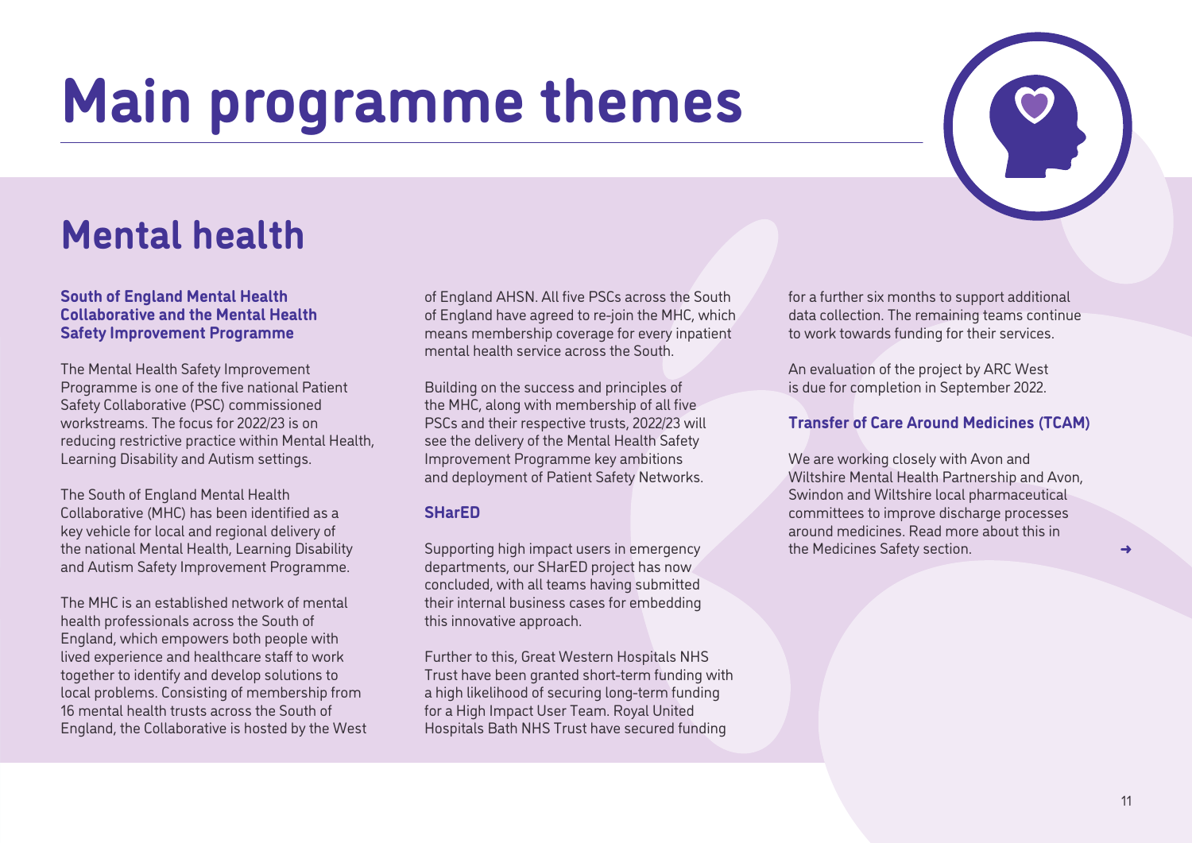# Main programme themes

## Mental health

### South of England Mental Health Collaborative and the Mental Health Safety Improvement Programme

The Mental Health Safety Improvement Programme is one of the five national Patient Safety Collaborative (PSC) commissioned workstreams. The focus for 2022/23 is on reducing restrictive practice within Mental Health, Learning Disability and Autism settings.

The South of England Mental Health Collaborative (MHC) has been identified as a key vehicle for local and regional delivery of the national Mental Health, Learning Disability and Autism Safety Improvement Programme.

The MHC is an established network of mental health professionals across the South of England, which empowers both people with lived experience and healthcare staff to work together to identify and develop solutions to local problems. Consisting of membership from 16 mental health trusts across the South of England, the Collaborative is hosted by the West of England AHSN. All five PSCs across the South of England have agreed to re-join the MHC, which means membership coverage for every inpatient mental health service across the South.

Building on the success and principles of the MHC, along with membership of all five PSCs and their respective trusts, 2022/23 will see the delivery of the Mental Health Safety Improvement Programme key ambitions and deployment of Patient Safety Networks.

### SHarED

Supporting high impact users in emergency departments, our SHarED project has now concluded, with all teams having submitted their internal business cases for embedding this innovative approach.

Further to this, Great Western Hospitals NHS Trust have been granted short-term funding with a high likelihood of securing long-term funding for a High Impact User Team. Royal United Hospitals Bath NHS Trust have secured funding for a further six months to support additional data collection. The remaining teams continue to work towards funding for their services.

An evaluation of the project by ARC West is due for completion in September 2022.

### Transfer of Care Around Medicines (TCAM)

We are working closely with Avon and Wiltshire Mental Health Partnership and Avon, Swindon and Wiltshire local pharmaceutical committees to improve discharge processes around medicines. Read more about this in the Medicines Safety section.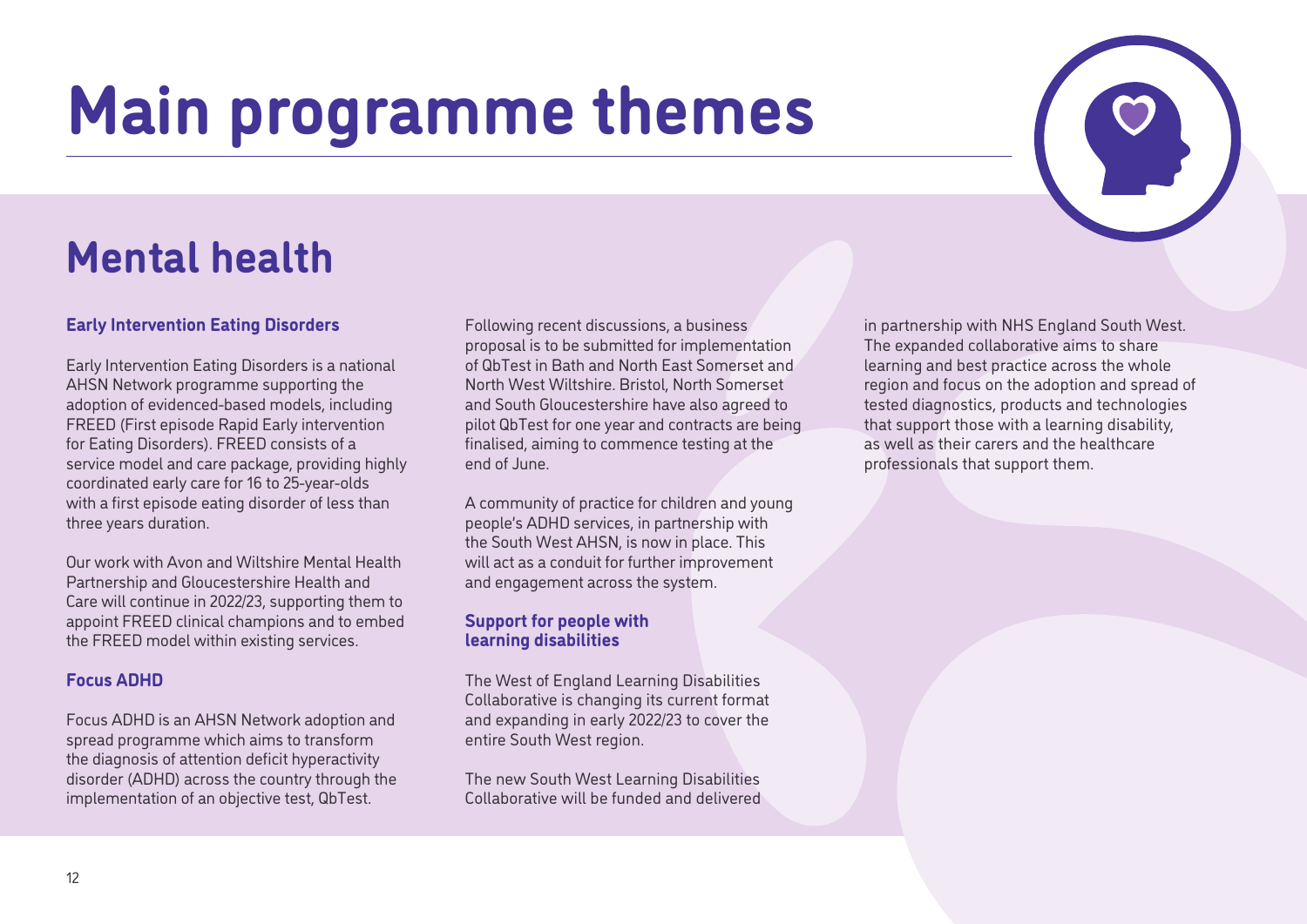# Main programme themes

## Mental health

### Early Intervention Eating Disorders

Early Intervention Eating Disorders is a national AHSN Network programme supporting the adoption of evidenced-based models, including FREED (First episode Rapid Early intervention for Eating Disorders). FREED consists of a service model and care package, providing highly coordinated early care for 16 to 25-year-olds with a first episode eating disorder of less than three years duration.

Our work with Avon and Wiltshire Mental Health Partnership and Gloucestershire Health and Care will continue in 2022/23, supporting them to appoint FREED clinical champions and to embed the FREED model within existing services.

### Focus ADHD

Focus ADHD is an AHSN Network adoption and spread programme which aims to transform the diagnosis of attention deficit hyperactivity disorder (ADHD) across the country through the implementation of an objective test, QbTest.

Following recent discussions, a business proposal is to be submitted for implementation of QbTest in Bath and North East Somerset and North West Wiltshire. Bristol, North Somerset and South Gloucestershire have also agreed to pilot QbTest for one year and contracts are being finalised, aiming to commence testing at the end of June.

A community of practice for children and young people's ADHD services, in partnership with the South West AHSN, is now in place. This will act as a conduit for further improvement and engagement across the system.

### Support for people with learning disabilities

The West of England Learning Disabilities Collaborative is changing its current format and expanding in early 2022/23 to cover the entire South West region.

The new South West Learning Disabilities Collaborative will be funded and delivered in partnership with NHS England South West. The expanded collaborative aims to share learning and best practice across the whole region and focus on the adoption and spread of tested diagnostics, products and technologies that support those with a learning disability, as well as their carers and the healthcare professionals that support them.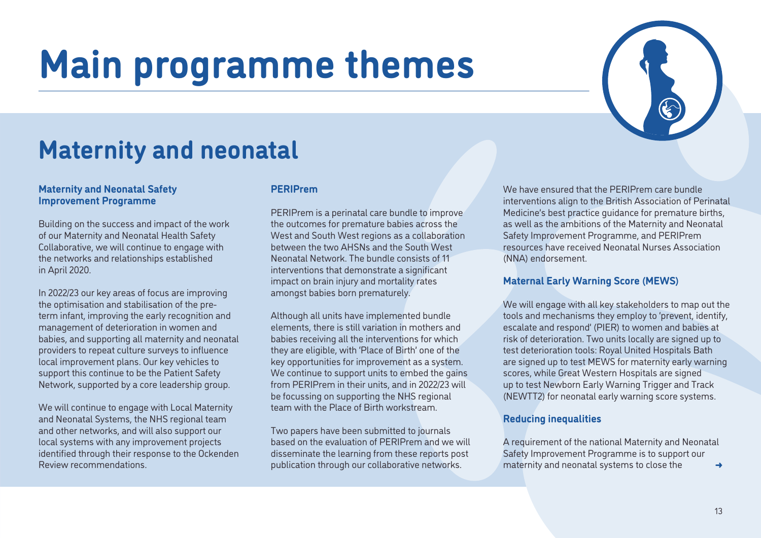# Main programme themes

## Maternity and neonatal

### Maternity and Neonatal Safety Improvement Programme

Building on the success and impact of the work of our Maternity and Neonatal Health Safety Collaborative, we will continue to engage with the networks and relationships established in April 2020.

In 2022/23 our key areas of focus are improving the optimisation and stabilisation of the pre-term infant, improving the early recognition and management of deterioration in women and babies, and supporting all maternity and neonatal providers to repeat culture surveys to influence local improvement plans. Our key vehicles to support this continue to be the Patient Safety Network, supported by a core leadership group.

We will continue to engage with Local Maternity and Neonatal Systems, the NHS regional team and other networks, and will also support our local systems with any improvement projects identified through their response to the Ockenden Review recommendations.

### PERIPrem

PERIPrem is a perinatal care bundle to improve the outcomes for premature babies across the West and South West regions as a collaboration between the two AHSNs and the South West Neonatal Network. The bundle consists of 11 interventions that demonstrate a significant impact on brain injury and mortality rates amongst babies born prematurely.

Although all units have implemented bundle elements, there is still variation in mothers and babies receiving all the interventions for which they are eligible, with 'Place of Birth' one of the key opportunities for improvement as a system. We continue to support units to embed the gains from PERIPrem in their units, and in 2022/23 will be focussing on supporting the NHS regional team with the Place of Birth workstream.

Two papers have been submitted to journals based on the evaluation of PERIPrem and we will disseminate the learning from these reports post publication through our collaborative networks.

We have ensured that the PERIPrem care bundle interventions align to the British Association of Perinatal Medicine's best practice guidance for premature births, as well as the ambitions of the Maternity and Neonatal Safety Improvement Programme, and PERIPrem resources have received Neonatal Nurses Association (NNA) endorsement.

### Maternal Early Warning Score (MEWS)

We will engage with all key stakeholders to map out the tools and mechanisms they employ to 'prevent, identify, escalate and respond' (PIER) to women and babies at risk of deterioration. Two units locally are signed up to test deterioration tools: Royal United Hospitals Bath are signed up to test MEWS for maternity early warning scores, while Great Western Hospitals are signed up to test Newborn Early Warning Trigger and Track (NEWTT2) for neonatal early warning score systems.

### Reducing inequalities

A requirement of the national Maternity and Neonatal Safety Improvement Programme is to support our maternity and neonatal systems to close the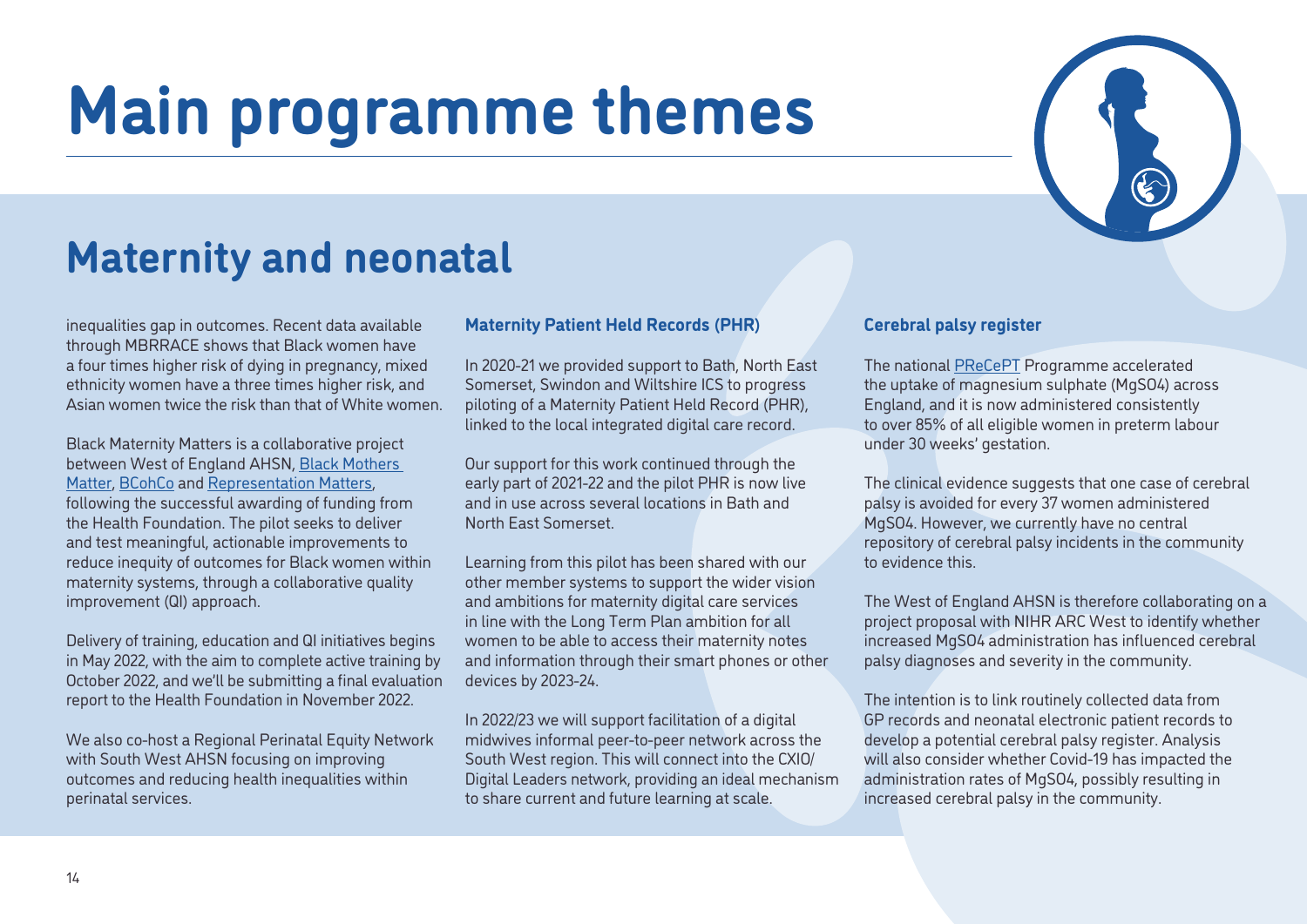# Main programme themes

## Maternity and neonatal

inequalities gap in outcomes. Recent data available through MBRRACE shows that Black women have a four times higher risk of dying in pregnancy, mixed ethnicity women have a three times higher risk, and Asian women twice the risk than that of White women.

Black Maternity Matters is a collaborative project between West of England AHSN, Black Mothers Matter, BCohCo and Representation Matters, following the successful awarding of funding from the Health Foundation. The pilot seeks to deliver and test meaningful, actionable improvements to reduce inequity of outcomes for Black women within maternity systems, through a collaborative quality improvement (QI) approach.

Delivery of training, education and QI initiatives begins in May 2022, with the aim to complete active training by October 2022, and we'll be submitting a final evaluation report to the Health Foundation in November 2022.

We also co-host a Regional Perinatal Equity Network with South West AHSN focusing on improving outcomes and reducing health inequalities within perinatal services.

### Maternity Patient Held Records (PHR)

In 2020-21 we provided support to Bath, North East Somerset, Swindon and Wiltshire ICS to progress piloting of a Maternity Patient Held Record (PHR), linked to the local integrated digital care record.

Our support for this work continued through the early part of 2021-22 and the pilot PHR is now live and in use across several locations in Bath and North East Somerset.

Learning from this pilot has been shared with our other member systems to support the wider vision and ambitions for maternity digital care services in line with the Long Term Plan ambition for all women to be able to access their maternity notes and information through their smart phones or other devices by 2023-24.

In 2022/23 we will support facilitation of a digital midwives informal peer-to-peer network across the South West region. This will connect into the CXIO/Digital Leaders network, providing an ideal mechanism to share current and future learning at scale.

### Cerebral palsy register

The national PReCePT Programme accelerated the uptake of magnesium sulphate (MgSO4) across England, and it is now administered consistently to over 85% of all eligible women in preterm labour under 30 weeks' gestation.

The clinical evidence suggests that one case of cerebral palsy is avoided for every 37 women administered MgSO4. However, we currently have no central repository of cerebral palsy incidents in the community to evidence this.

The West of England AHSN is therefore collaborating on a project proposal with NIHR ARC West to identify whether increased MgSO4 administration has influenced cerebral palsy diagnoses and severity in the community.

The intention is to link routinely collected data from GP records and neonatal electronic patient records to develop a potential cerebral palsy register. Analysis will also consider whether Covid-19 has impacted the administration rates of MgSO4, possibly resulting in increased cerebral palsy in the community.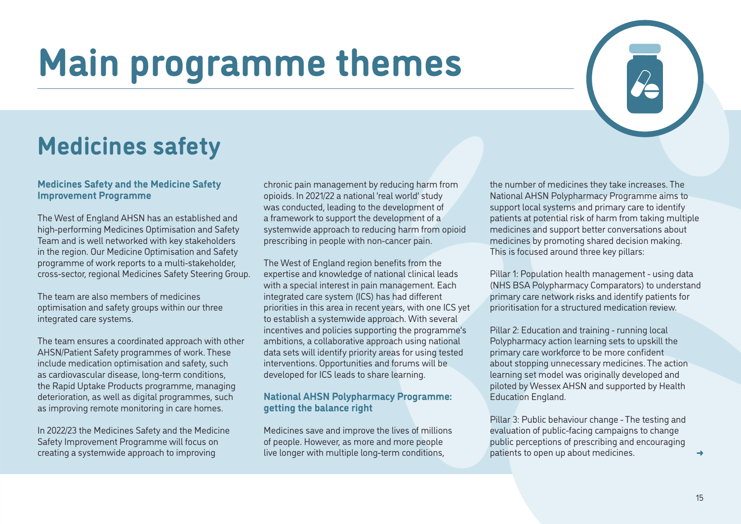# Main programme themes

## Medicines safety

### Medicines Safety and the Medicine Safety Improvement Programme

The West of England AHSN has an established and high-performing Medicines Optimisation and Safety Team and is well networked with key stakeholders in the region. Our Medicine Optimisation and Safety programme of work reports to a multi-stakeholder, cross-sector, regional Medicines Safety Steering Group.

The team are also members of medicines optimisation and safety groups within our three integrated care systems.

The team ensures a coordinated approach with other AHSN/Patient Safety programmes of work. These include medication optimisation and safety, such as cardiovascular disease, long-term conditions, the Rapid Uptake Products programme, managing deterioration, as well as digital programmes, such as improving remote monitoring in care homes.

In 2022/23 the Medicines Safety and the Medicine Safety Improvement Programme will focus on creating a systemwide approach to improving chronic pain management by reducing harm from opioids. In 2021/22 a national 'real world' study was conducted, leading to the development of a framework to support the development of a systemwide approach to reducing harm from opioid prescribing in people with non-cancer pain.

The West of England region benefits from the expertise and knowledge of national clinical leads with a special interest in pain management. Each integrated care system (ICS) has had different priorities in this area in recent years, with one ICS yet to establish a systemwide approach. With several incentives and policies supporting the programme's ambitions, a collaborative approach using national data sets will identify priority areas for using tested interventions. Opportunities and forums will be developed for ICS leads to share learning.

### National AHSN Polypharmacy Programme: getting the balance right

Medicines save and improve the lives of millions of people. However, as more and more people live longer with multiple long-term conditions, the number of medicines they take increases. The National AHSN Polypharmacy Programme aims to support local systems and primary care to identify patients at potential risk of harm from taking multiple medicines and support better conversations about medicines by promoting shared decision making. This is focused around three key pillars:

Pillar 1: Population health management - using data (NHS BSA Polypharmacy Comparators) to understand primary care network risks and identify patients for prioritisation for a structured medication review.

Pillar 2: Education and training - running local Polypharmacy action learning sets to upskill the primary care workforce to be more confident about stopping unnecessary medicines. The action learning set model was originally developed and piloted by Wessex AHSN and supported by Health Education England.

Pillar 3: Public behaviour change - The testing and evaluation of public-facing campaigns to change public perceptions of prescribing and encouraging patients to open up about medicines.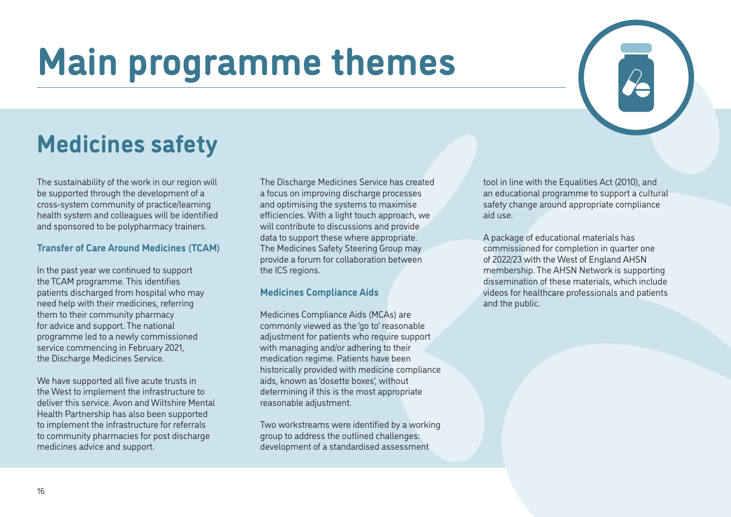# Main programme themes

## Medicines safety

The sustainability of the work in our region will be supported through the development of a cross-system community of practice/learning health system and colleagues will be identified and sponsored to be polypharmacy trainers.

### Transfer of Care Around Medicines (TCAM)

In the past year we continued to support the TCAM programme. This identifies patients discharged from hospital who may need help with their medicines, referring them to their community pharmacy for advice and support. The national programme led to a newly commissioned service commencing in February 2021, the Discharge Medicines Service.

We have supported all five acute trusts in the West to implement the infrastructure to deliver this service. Avon and Wiltshire Mental Health Partnership has also been supported to implement the infrastructure for referrals to community pharmacies for post discharge medicines advice and support.

The Discharge Medicines Service has created a focus on improving discharge processes and optimising the systems to maximise efficiencies. With a light touch approach, we will contribute to discussions and provide data to support these where appropriate. The Medicines Safety Steering Group may provide a forum for collaboration between the ICS regions.

### Medicines Compliance Aids

Medicines Compliance Aids (MCAs) are commonly viewed as the 'go to' reasonable adjustment for patients who require support with managing and/or adhering to their medication regime. Patients have been historically provided with medicine compliance aids, known as 'dosette boxes', without determining if this is the most appropriate reasonable adjustment.

Two workstreams were identified by a working group to address the outlined challenges: development of a standardised assessment tool in line with the Equalities Act (2010), and an educational programme to support a cultural safety change around appropriate compliance aid use.

A package of educational materials has commissioned for completion in quarter one of 2022/23 with the West of England AHSN membership. The AHSN Network is supporting dissemination of these materials, which include videos for healthcare professionals and patients and the public.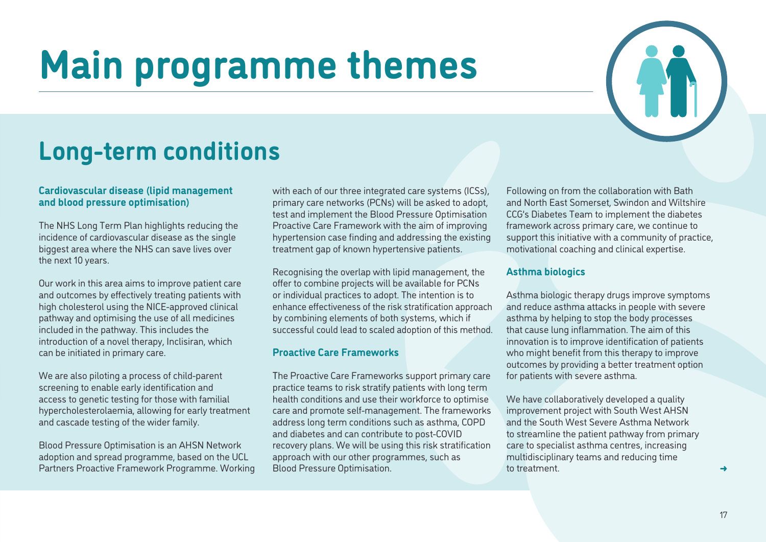# Main programme themes

## Long-term conditions

### Cardiovascular disease (lipid management and blood pressure optimisation)

The NHS Long Term Plan highlights reducing the incidence of cardiovascular disease as the single biggest area where the NHS can save lives over the next 10 years.

Our work in this area aims to improve patient care and outcomes by effectively treating patients with high cholesterol using the NICE-approved clinical pathway and optimising the use of all medicines included in the pathway. This includes the introduction of a novel therapy, Inclisiran, which can be initiated in primary care.

We are also piloting a process of child-parent screening to enable early identification and access to genetic testing for those with familial hypercholesterolaemia, allowing for early treatment and cascade testing of the wider family.

Blood Pressure Optimisation is an AHSN Network adoption and spread programme, based on the UCL Partners Proactive Framework Programme. Working with each of our three integrated care systems (ICSs), primary care networks (PCNs) will be asked to adopt, test and implement the Blood Pressure Optimisation Proactive Care Framework with the aim of improving hypertension case finding and addressing the existing treatment gap of known hypertensive patients.

Recognising the overlap with lipid management, the offer to combine projects will be available for PCNs or individual practices to adopt. The intention is to enhance effectiveness of the risk stratification approach by combining elements of both systems, which if successful could lead to scaled adoption of this method.

### Proactive Care Frameworks

The Proactive Care Frameworks support primary care practice teams to risk stratify patients with long term health conditions and use their workforce to optimise care and promote self-management. The frameworks address long term conditions such as asthma, COPD and diabetes and can contribute to post-COVID recovery plans. We will be using this risk stratification approach with our other programmes, such as Blood Pressure Optimisation.

Following on from the collaboration with Bath and North East Somerset, Swindon and Wiltshire CCG's Diabetes Team to implement the diabetes framework across primary care, we continue to support this initiative with a community of practice, motivational coaching and clinical expertise.

### Asthma biologics

Asthma biologic therapy drugs improve symptoms and reduce asthma attacks in people with severe asthma by helping to stop the body processes that cause lung inflammation. The aim of this innovation is to improve identification of patients who might benefit from this therapy to improve outcomes by providing a better treatment option for patients with severe asthma.

We have collaboratively developed a quality improvement project with South West AHSN and the South West Severe Asthma Network to streamline the patient pathway from primary care to specialist asthma centres, increasing multidisciplinary teams and reducing time to treatment.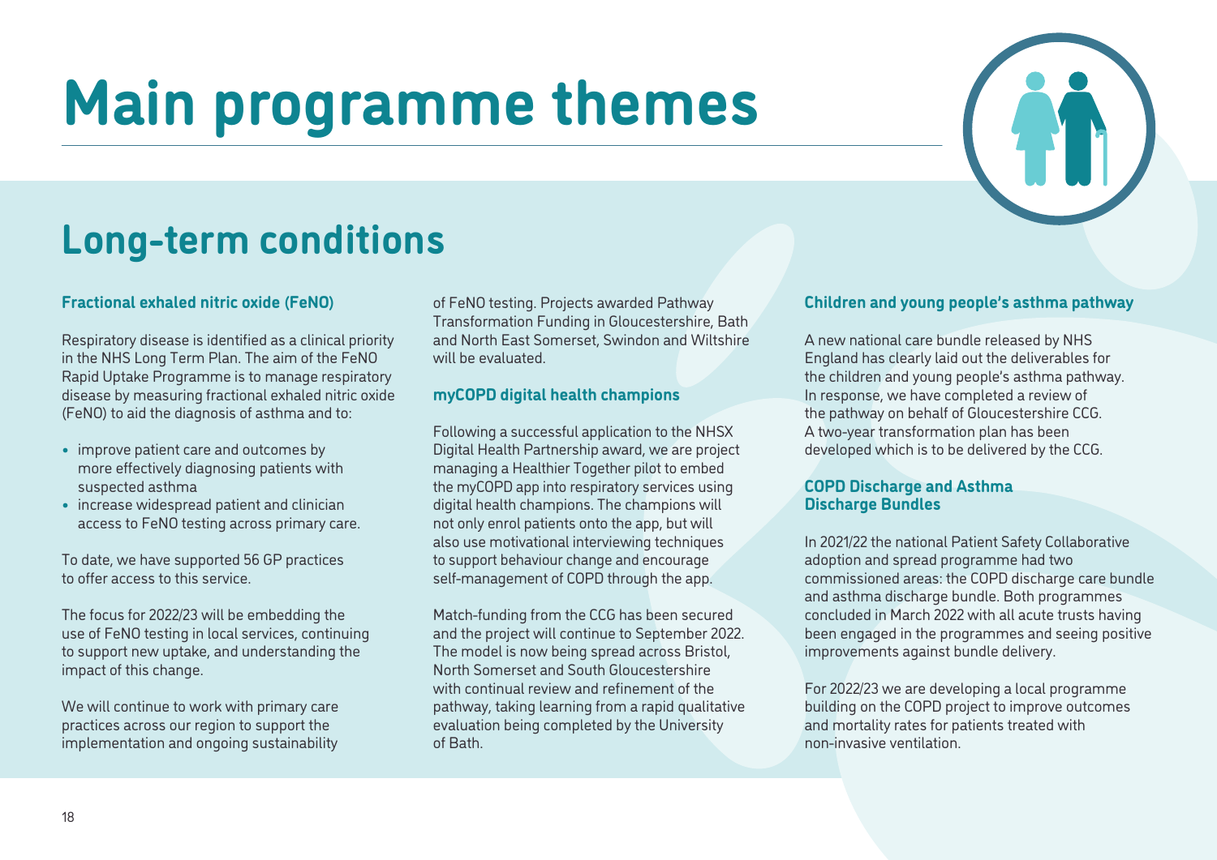# Main programme themes

## Long-term conditions

### Fractional exhaled nitric oxide (FeNO)

Respiratory disease is identified as a clinical priority in the NHS Long Term Plan. The aim of the FeNO Rapid Uptake Programme is to manage respiratory disease by measuring fractional exhaled nitric oxide (FeNO) to aid the diagnosis of asthma and to:

- improve patient care and outcomes by more effectively diagnosing patients with suspected asthma
- increase widespread patient and clinician access to FeNO testing across primary care.

To date, we have supported 56 GP practices to offer access to this service.

The focus for 2022/23 will be embedding the use of FeNO testing in local services, continuing to support new uptake, and understanding the impact of this change.

We will continue to work with primary care practices across our region to support the implementation and ongoing sustainability of FeNO testing. Projects awarded Pathway Transformation Funding in Gloucestershire, Bath and North East Somerset, Swindon and Wiltshire will be evaluated.

### myCOPD digital health champions

Following a successful application to the NHSX Digital Health Partnership award, we are project managing a Healthier Together pilot to embed the myCOPD app into respiratory services using digital health champions. The champions will not only enrol patients onto the app, but will also use motivational interviewing techniques to support behaviour change and encourage self-management of COPD through the app.

Match-funding from the CCG has been secured and the project will continue to September 2022. The model is now being spread across Bristol, North Somerset and South Gloucestershire with continual review and refinement of the pathway, taking learning from a rapid qualitative evaluation being completed by the University of Bath.

### Children and young people's asthma pathway

A new national care bundle released by NHS England has clearly laid out the deliverables for the children and young people's asthma pathway. In response, we have completed a review of the pathway on behalf of Gloucestershire CCG. A two-year transformation plan has been developed which is to be delivered by the CCG.

### COPD Discharge and Asthma Discharge Bundles

In 2021/22 the national Patient Safety Collaborative adoption and spread programme had two commissioned areas: the COPD discharge care bundle and asthma discharge bundle. Both programmes concluded in March 2022 with all acute trusts having been engaged in the programmes and seeing positive improvements against bundle delivery.

For 2022/23 we are developing a local programme building on the COPD project to improve outcomes and mortality rates for patients treated with non-invasive ventilation.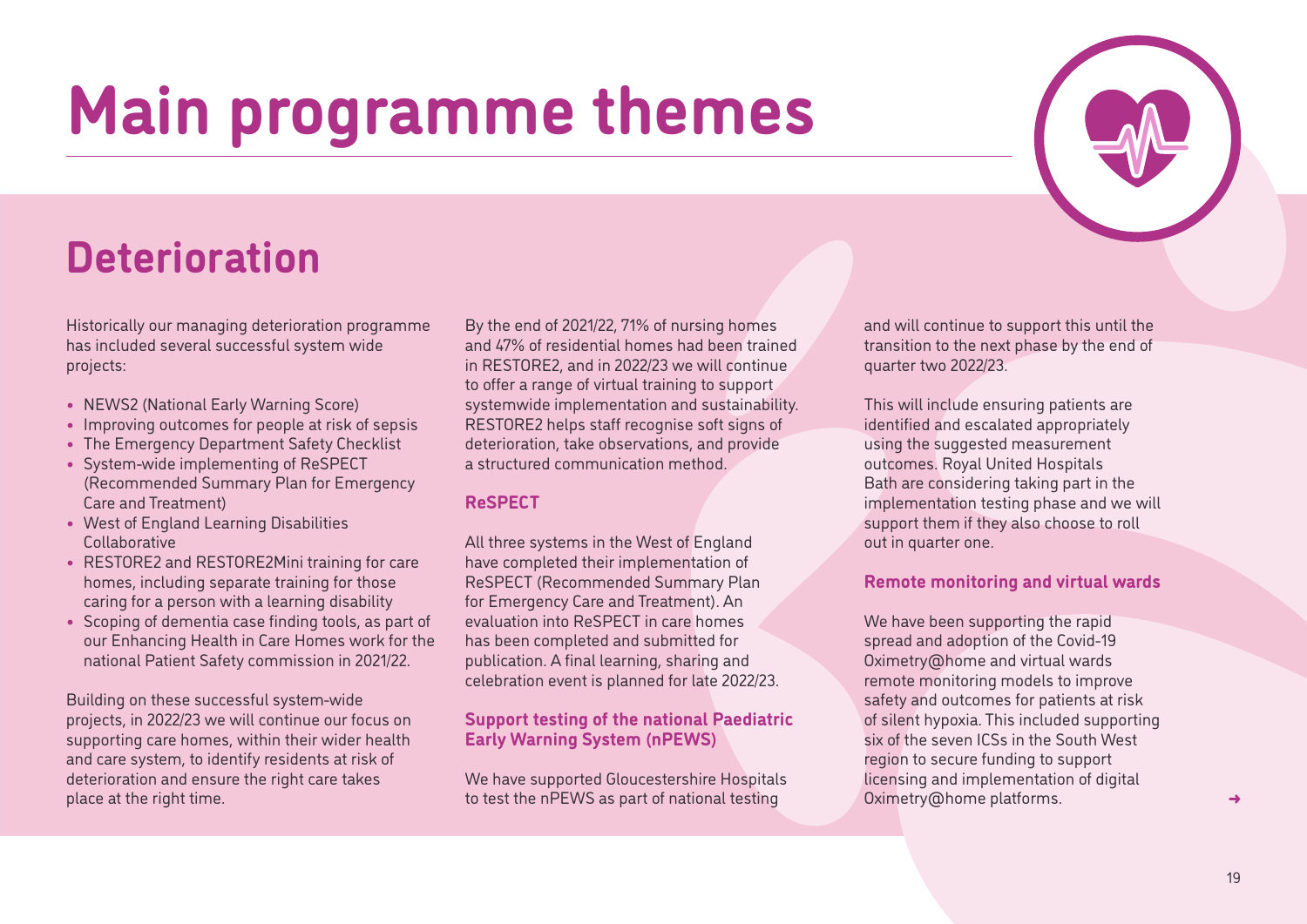# Main programme themes

## Deterioration

Historically our managing deterioration programme has included several successful system wide projects:

- NEWS2 (National Early Warning Score)
- Improving outcomes for people at risk of sepsis
- The Emergency Department Safety Checklist
- System-wide implementing of ReSPECT (Recommended Summary Plan for Emergency Care and Treatment)
- West of England Learning Disabilities Collaborative
- RESTORE2 and RESTORE2Mini training for care homes, including separate training for those caring for a person with a learning disability
- Scoping of dementia case finding tools, as part of our Enhancing Health in Care Homes work for the national Patient Safety commission in 2021/22.

Building on these successful system-wide projects, in 2022/23 we will continue our focus on supporting care homes, within their wider health and care system, to identify residents at risk of deterioration and ensure the right care takes place at the right time.

By the end of 2021/22, 71% of nursing homes and 47% of residential homes had been trained in RESTORE2, and in 2022/23 we will continue to offer a range of virtual training to support systemwide implementation and sustainability. RESTORE2 helps staff recognise soft signs of deterioration, take observations, and provide a structured communication method.

### ReSPECT

All three systems in the West of England have completed their implementation of ReSPECT (Recommended Summary Plan for Emergency Care and Treatment). An evaluation into ReSPECT in care homes has been completed and submitted for publication. A final learning, sharing and celebration event is planned for late 2022/23.

### Support testing of the national Paediatric Early Warning System (nPEWS)

We have supported Gloucestershire Hospitals to test the nPEWS as part of national testing and will continue to support this until the transition to the next phase by the end of quarter two 2022/23.

This will include ensuring patients are identified and escalated appropriately using the suggested measurement outcomes. Royal United Hospitals Bath are considering taking part in the implementation testing phase and we will support them if they also choose to roll out in quarter one.

### Remote monitoring and virtual wards

We have been supporting the rapid spread and adoption of the Covid-19 Oximetry@home and virtual wards remote monitoring models to improve safety and outcomes for patients at risk of silent hypoxia. This included supporting six of the seven ICSs in the South West region to secure funding to support licensing and implementation of digital Oximetry@home platforms.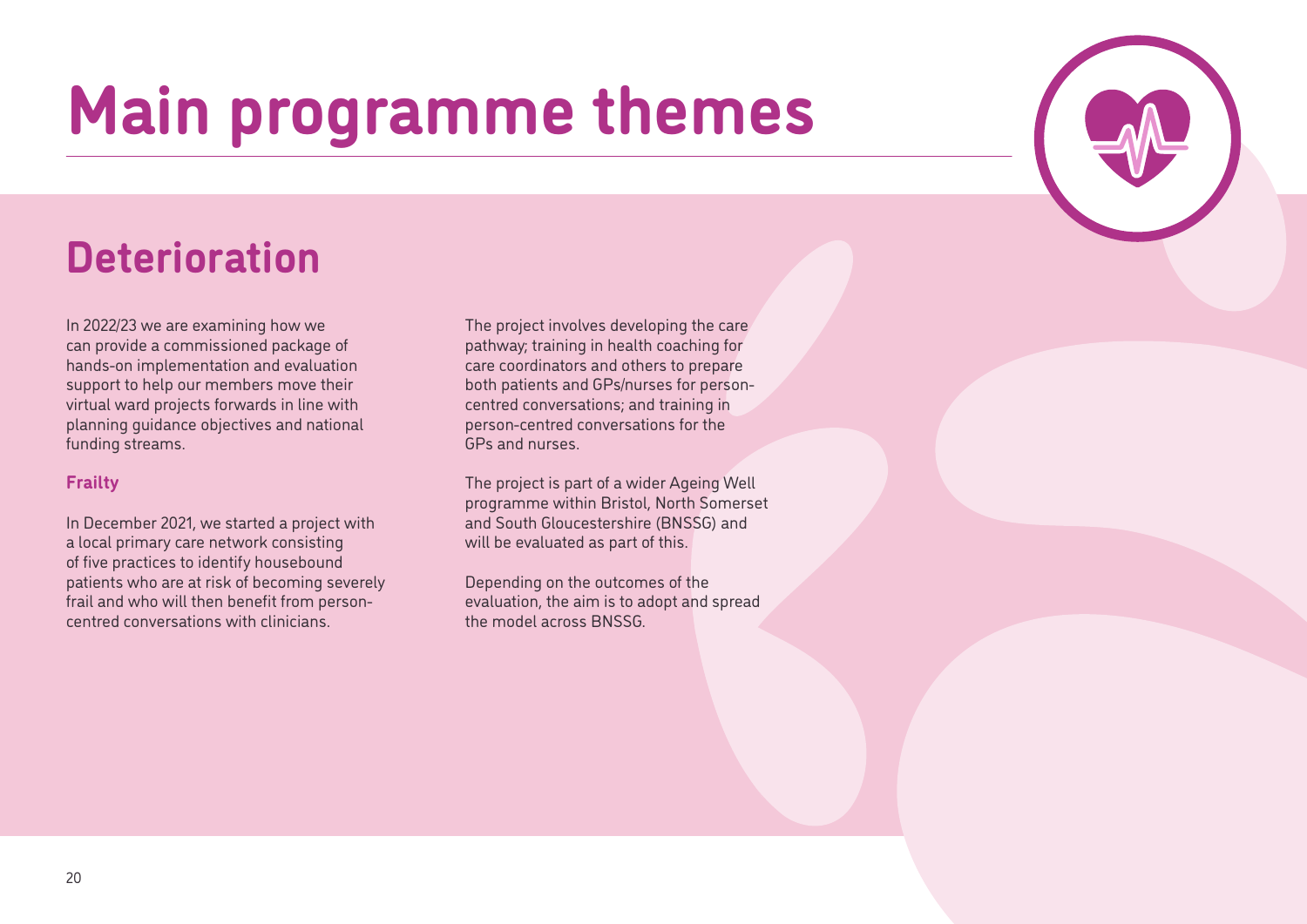# Main programme themes

## Deterioration

In 2022/23 we are examining how we can provide a commissioned package of hands-on implementation and evaluation support to help our members move their virtual ward projects forwards in line with planning guidance objectives and national funding streams.

### Frailty

In December 2021, we started a project with a local primary care network consisting of five practices to identify housebound patients who are at risk of becoming severely frail and who will then benefit from person-centred conversations with clinicians.

The project involves developing the care pathway; training in health coaching for care coordinators and others to prepare both patients and GPs/nurses for person-centred conversations; and training in person-centred conversations for the GPs and nurses.

The project is part of a wider Ageing Well programme within Bristol, North Somerset and South Gloucestershire (BNSSG) and will be evaluated as part of this.

Depending on the outcomes of the evaluation, the aim is to adopt and spread the model across BNSSG.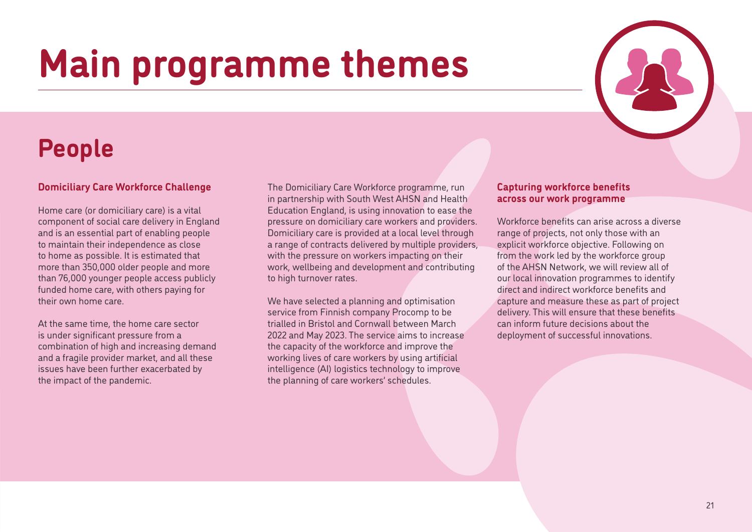# Main programme themes

## People

### Domiciliary Care Workforce Challenge

Home care (or domiciliary care) is a vital component of social care delivery in England and is an essential part of enabling people to maintain their independence as close to home as possible. It is estimated that more than 350,000 older people and more than 76,000 younger people access publicly funded home care, with others paying for their own home care.

At the same time, the home care sector is under significant pressure from a combination of high and increasing demand and a fragile provider market, and all these issues have been further exacerbated by the impact of the pandemic.

The Domiciliary Care Workforce programme, run in partnership with South West AHSN and Health Education England, is using innovation to ease the pressure on domiciliary care workers and providers. Domiciliary care is provided at a local level through a range of contracts delivered by multiple providers, with the pressure on workers impacting on their work, wellbeing and development and contributing to high turnover rates.

We have selected a planning and optimisation service from Finnish company Procomp to be trialled in Bristol and Cornwall between March 2022 and May 2023. The service aims to increase the capacity of the workforce and improve the working lives of care workers by using artificial intelligence (AI) logistics technology to improve the planning of care workers' schedules.

### Capturing workforce benefits across our work programme

Workforce benefits can arise across a diverse range of projects, not only those with an explicit workforce objective. Following on from the work led by the workforce group of the AHSN Network, we will review all of our local innovation programmes to identify direct and indirect workforce benefits and capture and measure these as part of project delivery. This will ensure that these benefits can inform future decisions about the deployment of successful innovations.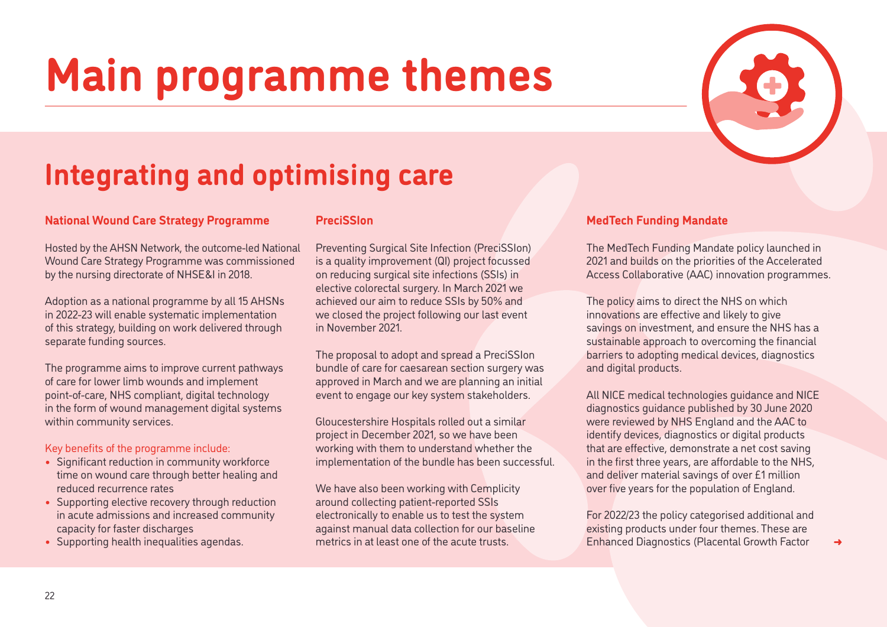# Main programme themes

## Integrating and optimising care

### National Wound Care Strategy Programme

Hosted by the AHSN Network, the outcome-led National Wound Care Strategy Programme was commissioned by the nursing directorate of NHSE&I in 2018.

Adoption as a national programme by all 15 AHSNs in 2022-23 will enable systematic implementation of this strategy, building on work delivered through separate funding sources.

The programme aims to improve current pathways of care for lower limb wounds and implement point-of-care, NHS compliant, digital technology in the form of wound management digital systems within community services.

Key benefits of the programme include:

- Significant reduction in community workforce time on wound care through better healing and reduced recurrence rates
- Supporting elective recovery through reduction in acute admissions and increased community capacity for faster discharges
- Supporting health inequalities agendas.

### PreciSSIon

Preventing Surgical Site Infection (PreciSSIon) is a quality improvement (QI) project focussed on reducing surgical site infections (SSIs) in elective colorectal surgery. In March 2021 we achieved our aim to reduce SSIs by 50% and we closed the project following our last event in November 2021.

The proposal to adopt and spread a PreciSSIon bundle of care for caesarean section surgery was approved in March and we are planning an initial event to engage our key system stakeholders.

Gloucestershire Hospitals rolled out a similar project in December 2021, so we have been working with them to understand whether the implementation of the bundle has been successful.

We have also been working with Cemplicity around collecting patient-reported SSIs electronically to enable us to test the system against manual data collection for our baseline metrics in at least one of the acute trusts.

### MedTech Funding Mandate

The MedTech Funding Mandate policy launched in 2021 and builds on the priorities of the Accelerated Access Collaborative (AAC) innovation programmes.

The policy aims to direct the NHS on which innovations are effective and likely to give savings on investment, and ensure the NHS has a sustainable approach to overcoming the financial barriers to adopting medical devices, diagnostics and digital products.

All NICE medical technologies guidance and NICE diagnostics guidance published by 30 June 2020 were reviewed by NHS England and the AAC to identify devices, diagnostics or digital products that are effective, demonstrate a net cost saving in the first three years, are affordable to the NHS, and deliver material savings of over £1 million over five years for the population of England.

For 2022/23 the policy categorised additional and existing products under four themes. These are Enhanced Diagnostics (Placental Growth Factor →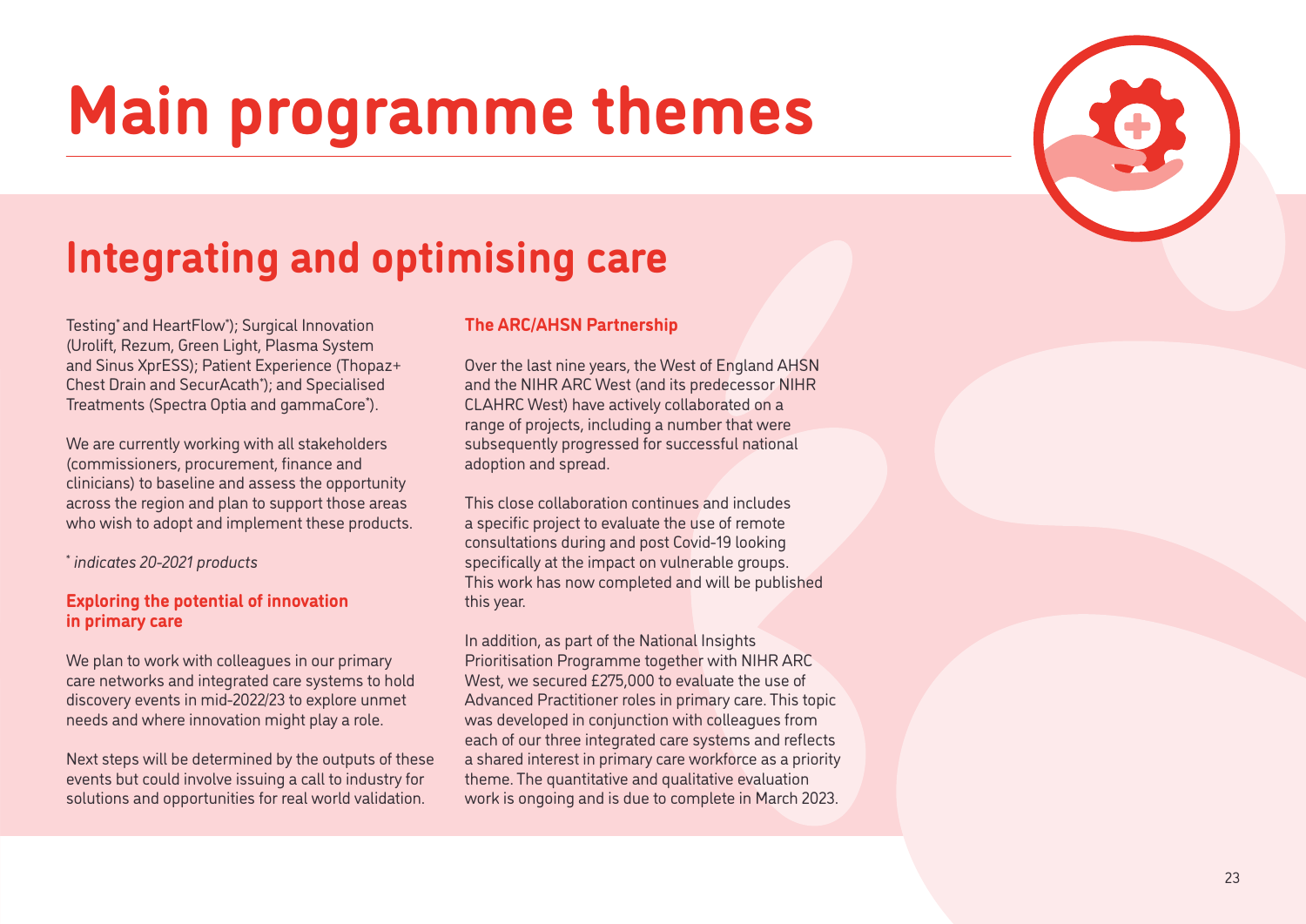# Main programme themes

## Integrating and optimising care

Testing* and HeartFlow*); Surgical Innovation (Urolift, Rezum, Green Light, Plasma System and Sinus XprESS); Patient Experience (Thopaz+ Chest Drain and SecurAcath*); and Specialised Treatments (Spectra Optia and gammaCore*).

We are currently working with all stakeholders (commissioners, procurement, finance and clinicians) to baseline and assess the opportunity across the region and plan to support those areas who wish to adopt and implement these products.

*\* indicates 20-2021 products*

### Exploring the potential of innovation in primary care

We plan to work with colleagues in our primary care networks and integrated care systems to hold discovery events in mid-2022/23 to explore unmet needs and where innovation might play a role.

Next steps will be determined by the outputs of these events but could involve issuing a call to industry for solutions and opportunities for real world validation.

### The ARC/AHSN Partnership

Over the last nine years, the West of England AHSN and the NIHR ARC West (and its predecessor NIHR CLAHRC West) have actively collaborated on a range of projects, including a number that were subsequently progressed for successful national adoption and spread.

This close collaboration continues and includes a specific project to evaluate the use of remote consultations during and post Covid-19 looking specifically at the impact on vulnerable groups. This work has now completed and will be published this year.

In addition, as part of the National Insights Prioritisation Programme together with NIHR ARC West, we secured £275,000 to evaluate the use of Advanced Practitioner roles in primary care. This topic was developed in conjunction with colleagues from each of our three integrated care systems and reflects a shared interest in primary care workforce as a priority theme. The quantitative and qualitative evaluation work is ongoing and is due to complete in March 2023.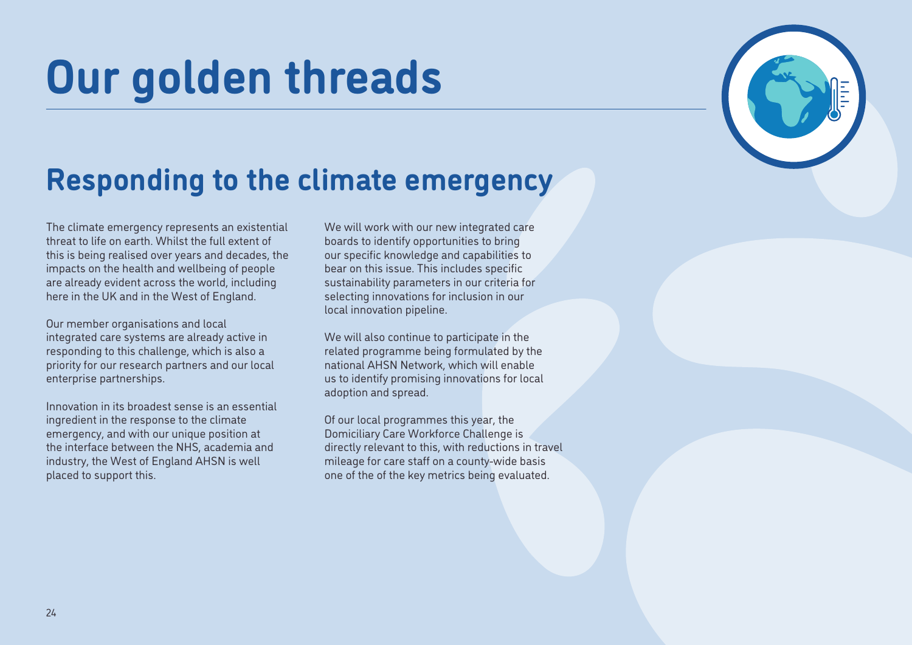# Our golden threads

## Responding to the climate emergency

The climate emergency represents an existential threat to life on earth. Whilst the full extent of this is being realised over years and decades, the impacts on the health and wellbeing of people are already evident across the world, including here in the UK and in the West of England.

Our member organisations and local integrated care systems are already active in responding to this challenge, which is also a priority for our research partners and our local enterprise partnerships.

Innovation in its broadest sense is an essential ingredient in the response to the climate emergency, and with our unique position at the interface between the NHS, academia and industry, the West of England AHSN is well placed to support this.

We will work with our new integrated care boards to identify opportunities to bring our specific knowledge and capabilities to bear on this issue. This includes specific sustainability parameters in our criteria for selecting innovations for inclusion in our local innovation pipeline.

We will also continue to participate in the related programme being formulated by the national AHSN Network, which will enable us to identify promising innovations for local adoption and spread.

Of our local programmes this year, the Domiciliary Care Workforce Challenge is directly relevant to this, with reductions in travel mileage for care staff on a county-wide basis one of the of the key metrics being evaluated.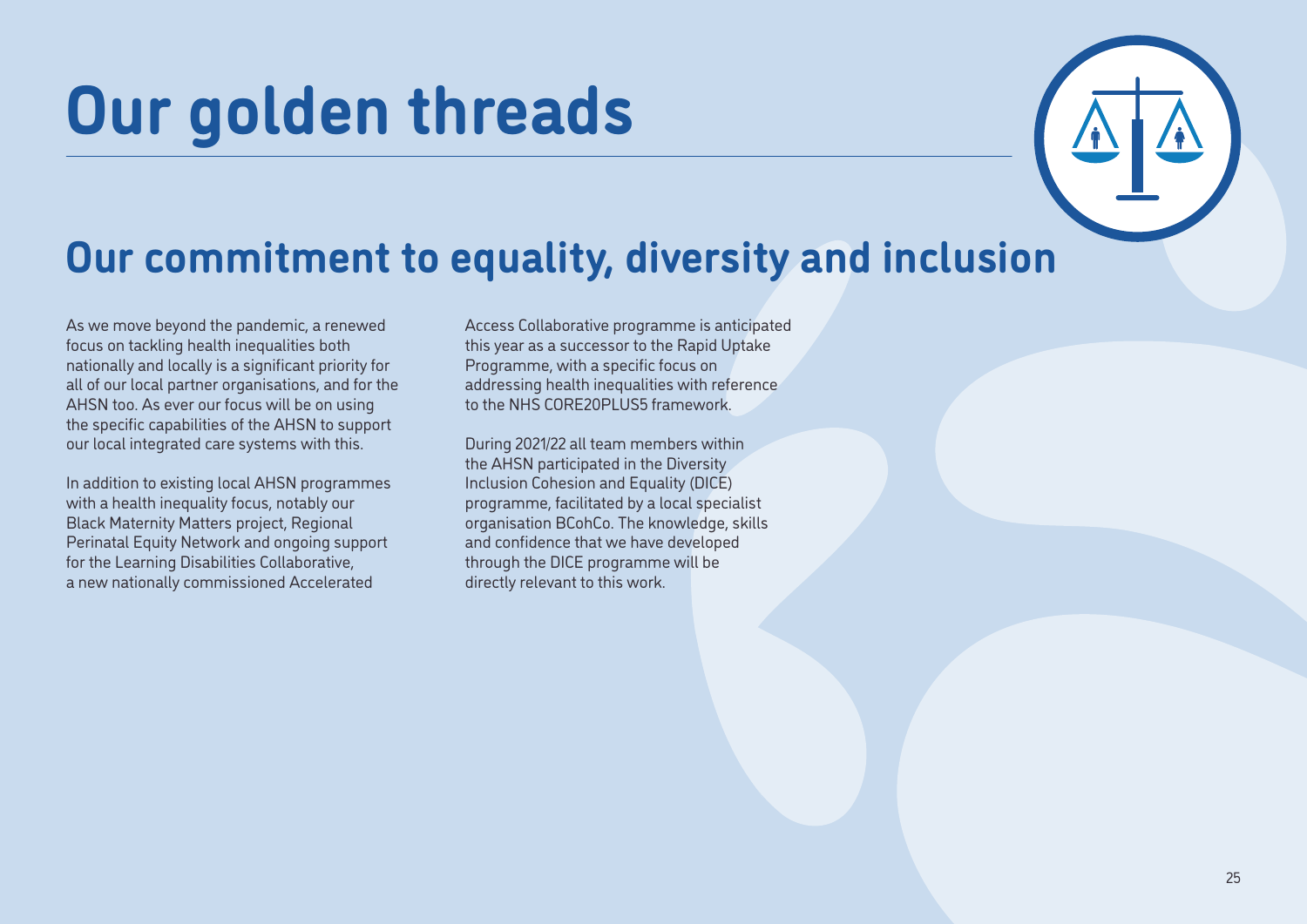# Our golden threads

## Our commitment to equality, diversity and inclusion

As we move beyond the pandemic, a renewed focus on tackling health inequalities both nationally and locally is a significant priority for all of our local partner organisations, and for the AHSN too. As ever our focus will be on using the specific capabilities of the AHSN to support our local integrated care systems with this.

In addition to existing local AHSN programmes with a health inequality focus, notably our Black Maternity Matters project, Regional Perinatal Equity Network and ongoing support for the Learning Disabilities Collaborative, a new nationally commissioned Accelerated Access Collaborative programme is anticipated this year as a successor to the Rapid Uptake Programme, with a specific focus on addressing health inequalities with reference to the NHS CORE20PLUS5 framework.

During 2021/22 all team members within the AHSN participated in the Diversity Inclusion Cohesion and Equality (DICE) programme, facilitated by a local specialist organisation BCohCo. The knowledge, skills and confidence that we have developed through the DICE programme will be directly relevant to this work.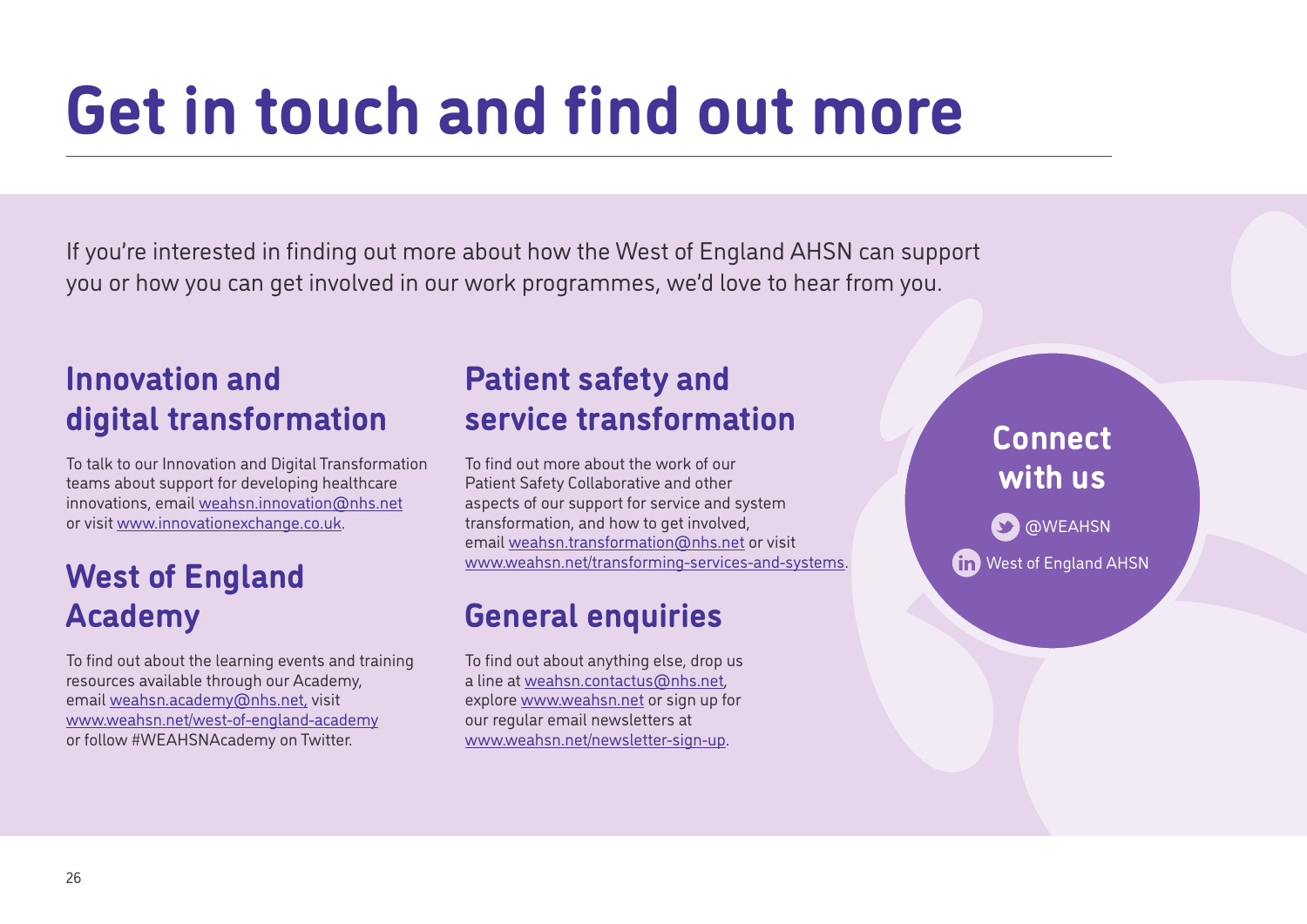# Get in touch and find out more

If you're interested in finding out more about how the West of England AHSN can support you or how you can get involved in our work programmes, we'd love to hear from you.

## Innovation and digital transformation

To talk to our Innovation and Digital Transformation teams about support for developing healthcare innovations, email weahsn.innovation@nhs.net or visit www.innovationexchange.co.uk.

## West of England Academy

To find out about the learning events and training resources available through our Academy, email weahsn.academy@nhs.net, visit www.weahsn.net/west-of-england-academy or follow #WEAHSNAcademy on Twitter.

## Patient safety and service transformation

To find out more about the work of our Patient Safety Collaborative and other aspects of our support for service and system transformation, and how to get involved, email weahsn.transformation@nhs.net or visit www.weahsn.net/transforming-services-and-systems.

## General enquiries

To find out about anything else, drop us a line at weahsn.contactus@nhs.net, explore www.weahsn.net or sign up for our regular email newsletters at www.weahsn.net/newsletter-sign-up.

## Connect with us

@WEAHSN

West of England AHSN